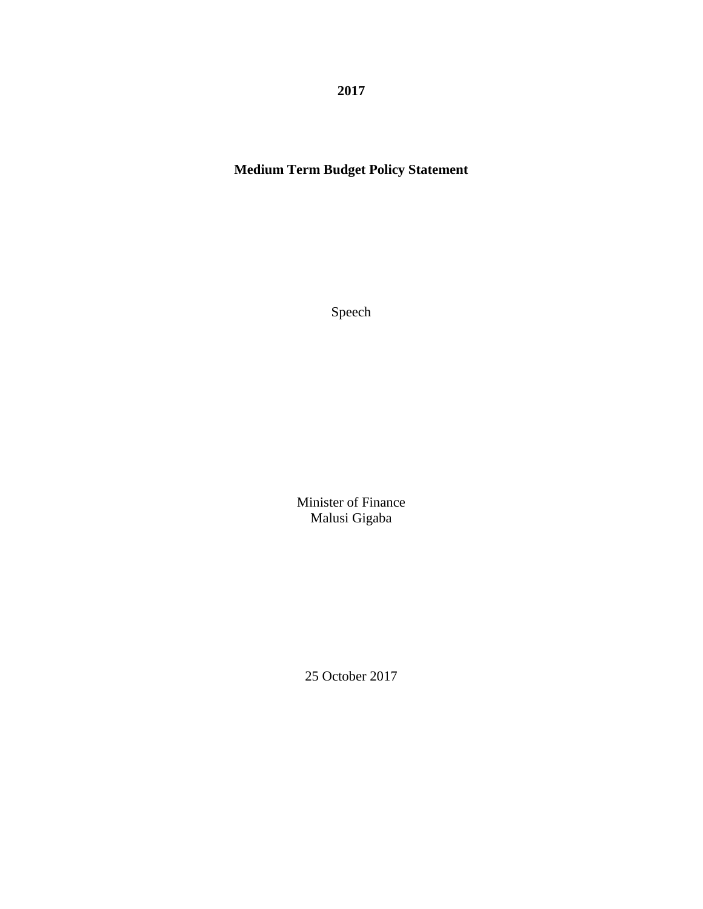**2017**

# Medium Term Budget Policy Statement

Speech

Minister of Finance
Malusi Gigaba

25 October 2017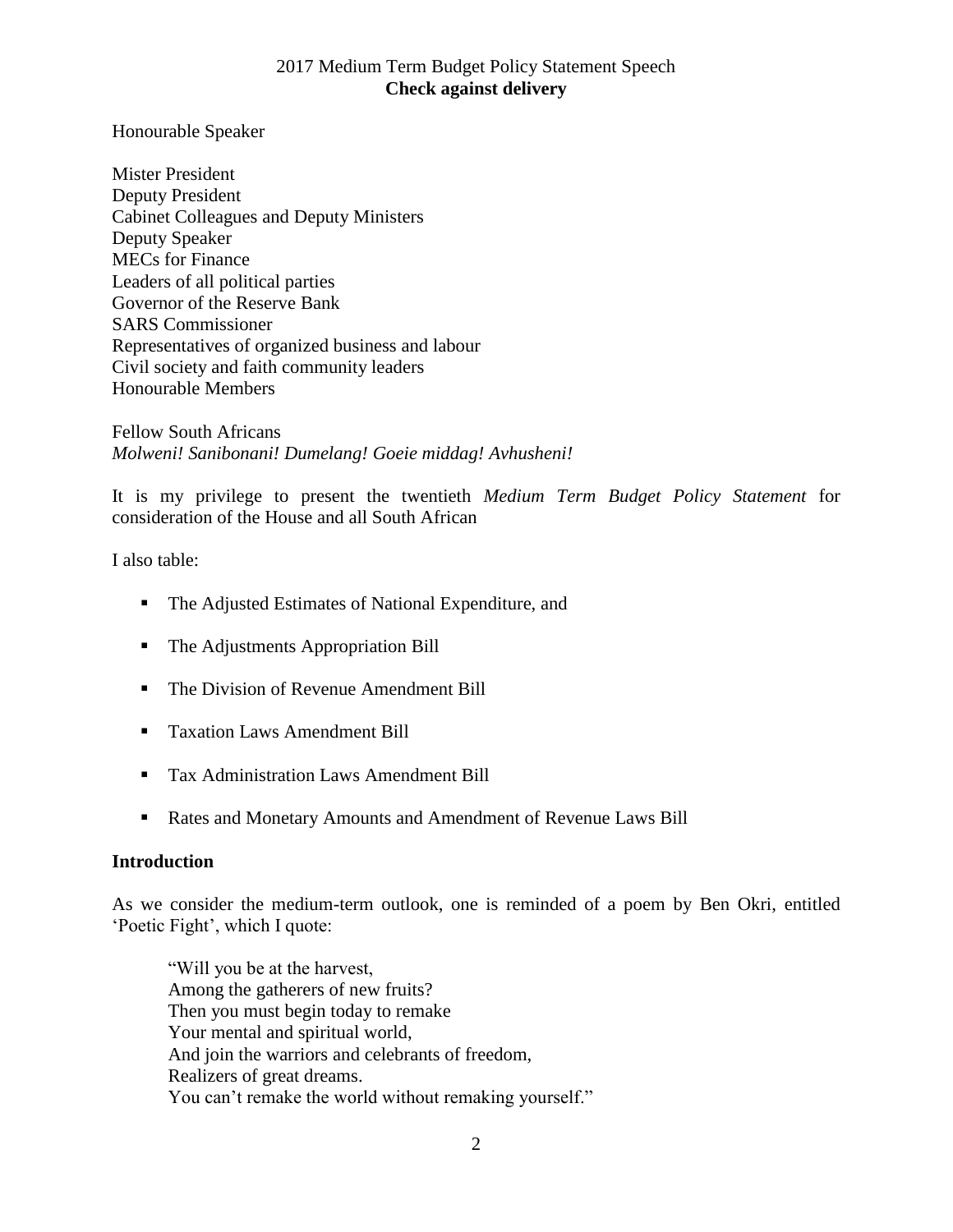Honourable Speaker

Mister President
Deputy President
Cabinet Colleagues and Deputy Ministers
Deputy Speaker
MECs for Finance
Leaders of all political parties
Governor of the Reserve Bank
SARS Commissioner
Representatives of organized business and labour
Civil society and faith community leaders
Honourable Members

Fellow South Africans
*Molweni! Sanibonani! Dumelang! Goeie middag! Avhusheni!*

It is my privilege to present the twentieth *Medium Term Budget Policy Statement* for consideration of the House and all South African

I also table:

- The Adjusted Estimates of National Expenditure, and
- The Adjustments Appropriation Bill
- The Division of Revenue Amendment Bill
- Taxation Laws Amendment Bill
- Tax Administration Laws Amendment Bill
- Rates and Monetary Amounts and Amendment of Revenue Laws Bill

## Introduction

As we consider the medium-term outlook, one is reminded of a poem by Ben Okri, entitled 'Poetic Fight', which I quote:

> "Will you be at the harvest,
> Among the gatherers of new fruits?
> Then you must begin today to remake
> Your mental and spiritual world,
> And join the warriors and celebrants of freedom,
> Realizers of great dreams.
> You can't remake the world without remaking yourself."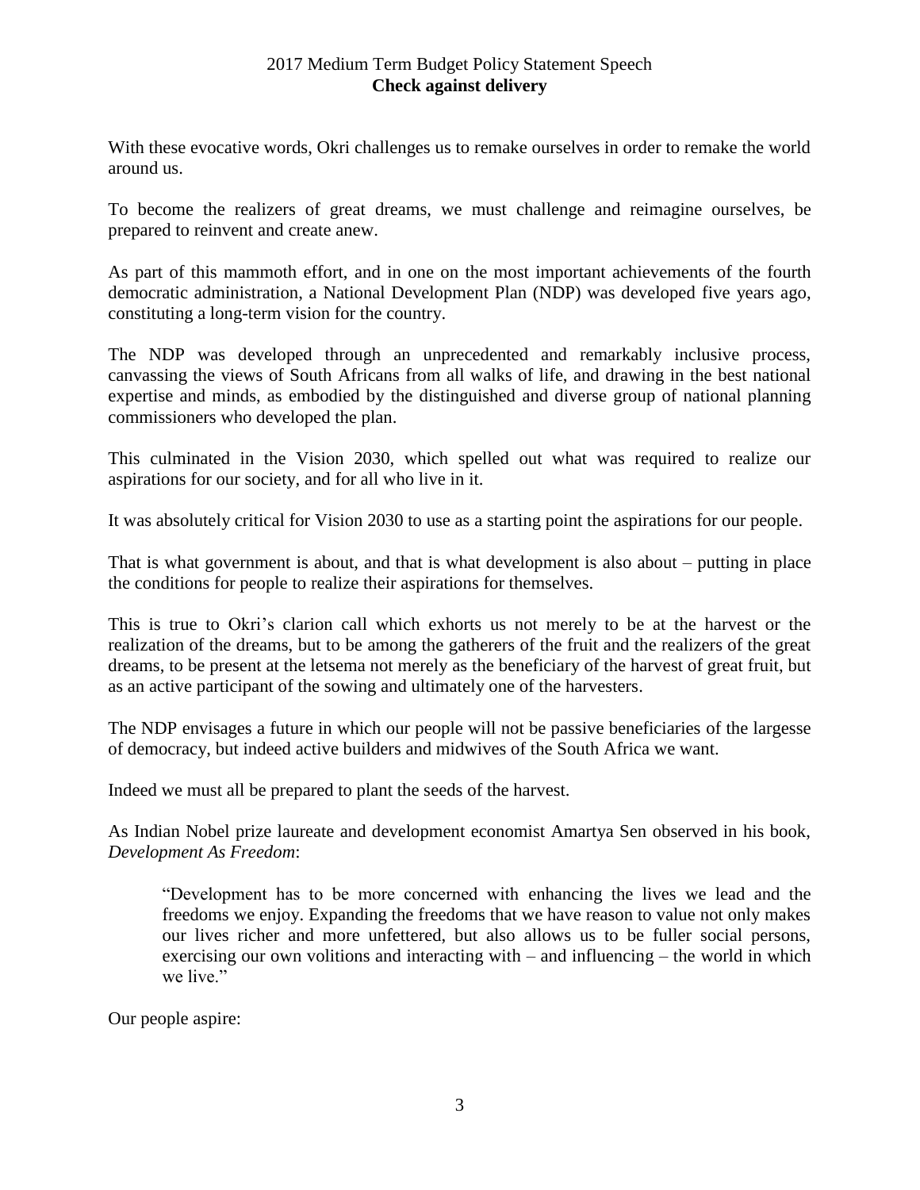With these evocative words, Okri challenges us to remake ourselves in order to remake the world around us.

To become the realizers of great dreams, we must challenge and reimagine ourselves, be prepared to reinvent and create anew.

As part of this mammoth effort, and in one on the most important achievements of the fourth democratic administration, a National Development Plan (NDP) was developed five years ago, constituting a long-term vision for the country.

The NDP was developed through an unprecedented and remarkably inclusive process, canvassing the views of South Africans from all walks of life, and drawing in the best national expertise and minds, as embodied by the distinguished and diverse group of national planning commissioners who developed the plan.

This culminated in the Vision 2030, which spelled out what was required to realize our aspirations for our society, and for all who live in it.

It was absolutely critical for Vision 2030 to use as a starting point the aspirations for our people.

That is what government is about, and that is what development is also about – putting in place the conditions for people to realize their aspirations for themselves.

This is true to Okri's clarion call which exhorts us not merely to be at the harvest or the realization of the dreams, but to be among the gatherers of the fruit and the realizers of the great dreams, to be present at the letsema not merely as the beneficiary of the harvest of great fruit, but as an active participant of the sowing and ultimately one of the harvesters.

The NDP envisages a future in which our people will not be passive beneficiaries of the largesse of democracy, but indeed active builders and midwives of the South Africa we want.

Indeed we must all be prepared to plant the seeds of the harvest.

As Indian Nobel prize laureate and development economist Amartya Sen observed in his book, *Development As Freedom*:

> "Development has to be more concerned with enhancing the lives we lead and the freedoms we enjoy. Expanding the freedoms that we have reason to value not only makes our lives richer and more unfettered, but also allows us to be fuller social persons, exercising our own volitions and interacting with – and influencing – the world in which we live."

Our people aspire: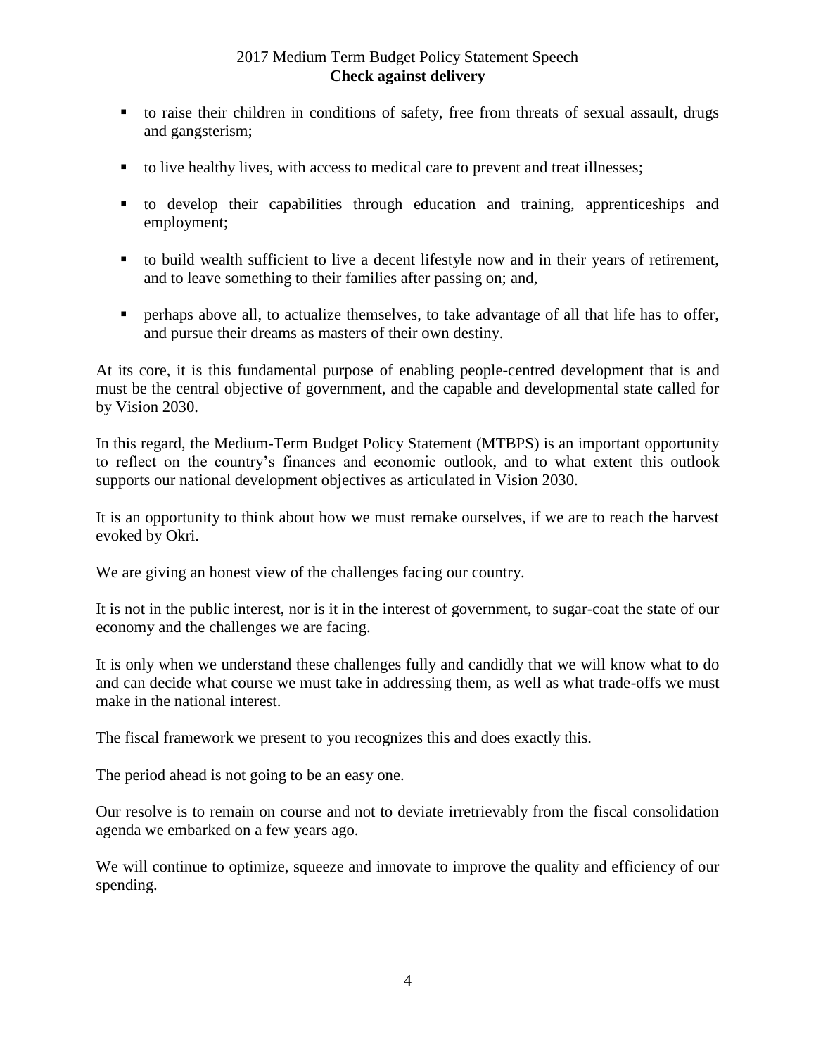- to raise their children in conditions of safety, free from threats of sexual assault, drugs and gangsterism;

- to live healthy lives, with access to medical care to prevent and treat illnesses;

- to develop their capabilities through education and training, apprenticeships and employment;

- to build wealth sufficient to live a decent lifestyle now and in their years of retirement, and to leave something to their families after passing on; and,

- perhaps above all, to actualize themselves, to take advantage of all that life has to offer, and pursue their dreams as masters of their own destiny.

At its core, it is this fundamental purpose of enabling people-centred development that is and must be the central objective of government, and the capable and developmental state called for by Vision 2030.

In this regard, the Medium-Term Budget Policy Statement (MTBPS) is an important opportunity to reflect on the country's finances and economic outlook, and to what extent this outlook supports our national development objectives as articulated in Vision 2030.

It is an opportunity to think about how we must remake ourselves, if we are to reach the harvest evoked by Okri.

We are giving an honest view of the challenges facing our country.

It is not in the public interest, nor is it in the interest of government, to sugar-coat the state of our economy and the challenges we are facing.

It is only when we understand these challenges fully and candidly that we will know what to do and can decide what course we must take in addressing them, as well as what trade-offs we must make in the national interest.

The fiscal framework we present to you recognizes this and does exactly this.

The period ahead is not going to be an easy one.

Our resolve is to remain on course and not to deviate irretrievably from the fiscal consolidation agenda we embarked on a few years ago.

We will continue to optimize, squeeze and innovate to improve the quality and efficiency of our spending.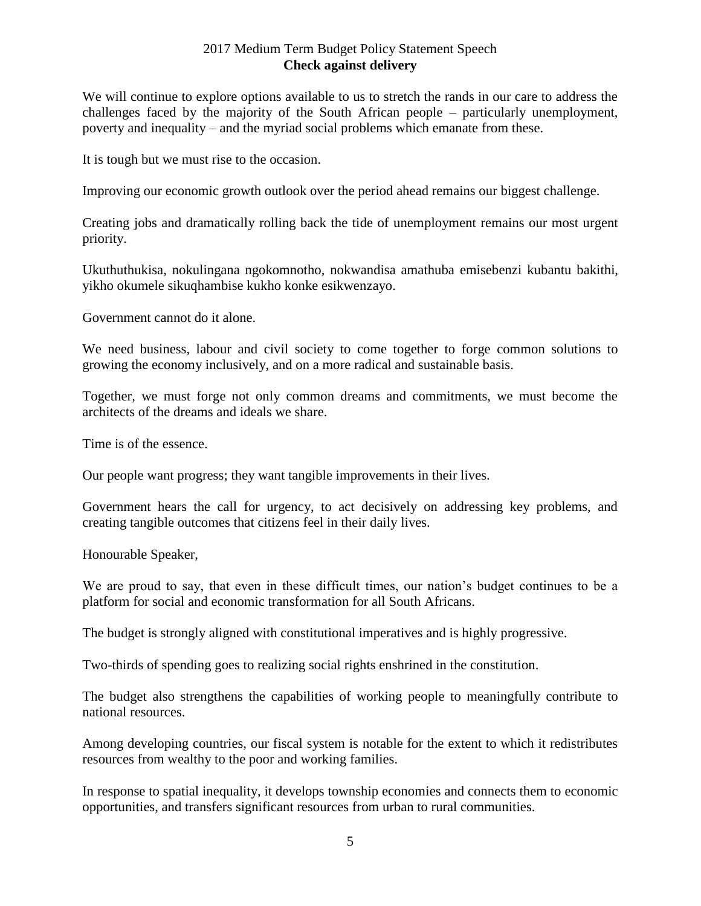We will continue to explore options available to us to stretch the rands in our care to address the challenges faced by the majority of the South African people – particularly unemployment, poverty and inequality – and the myriad social problems which emanate from these.

It is tough but we must rise to the occasion.

Improving our economic growth outlook over the period ahead remains our biggest challenge.

Creating jobs and dramatically rolling back the tide of unemployment remains our most urgent priority.

Ukuthuthukisa, nokulingana ngokomnotho, nokwandisa amathuba emisebenzi kubantu bakithi, yikho okumele sikuqhambise kukho konke esikwenzayo.

Government cannot do it alone.

We need business, labour and civil society to come together to forge common solutions to growing the economy inclusively, and on a more radical and sustainable basis.

Together, we must forge not only common dreams and commitments, we must become the architects of the dreams and ideals we share.

Time is of the essence.

Our people want progress; they want tangible improvements in their lives.

Government hears the call for urgency, to act decisively on addressing key problems, and creating tangible outcomes that citizens feel in their daily lives.

Honourable Speaker,

We are proud to say, that even in these difficult times, our nation's budget continues to be a platform for social and economic transformation for all South Africans.

The budget is strongly aligned with constitutional imperatives and is highly progressive.

Two-thirds of spending goes to realizing social rights enshrined in the constitution.

The budget also strengthens the capabilities of working people to meaningfully contribute to national resources.

Among developing countries, our fiscal system is notable for the extent to which it redistributes resources from wealthy to the poor and working families.

In response to spatial inequality, it develops township economies and connects them to economic opportunities, and transfers significant resources from urban to rural communities.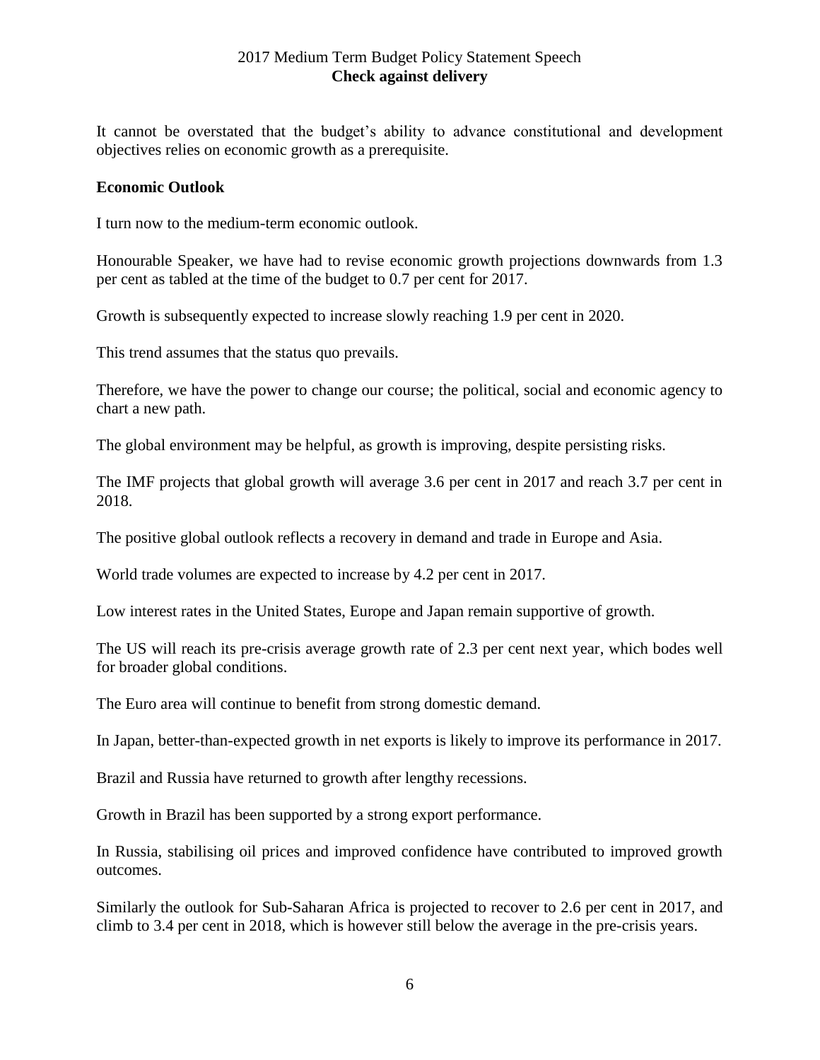It cannot be overstated that the budget's ability to advance constitutional and development objectives relies on economic growth as a prerequisite.

**Economic Outlook**

I turn now to the medium-term economic outlook.

Honourable Speaker, we have had to revise economic growth projections downwards from 1.3 per cent as tabled at the time of the budget to 0.7 per cent for 2017.

Growth is subsequently expected to increase slowly reaching 1.9 per cent in 2020.

This trend assumes that the status quo prevails.

Therefore, we have the power to change our course; the political, social and economic agency to chart a new path.

The global environment may be helpful, as growth is improving, despite persisting risks.

The IMF projects that global growth will average 3.6 per cent in 2017 and reach 3.7 per cent in 2018.

The positive global outlook reflects a recovery in demand and trade in Europe and Asia.

World trade volumes are expected to increase by 4.2 per cent in 2017.

Low interest rates in the United States, Europe and Japan remain supportive of growth.

The US will reach its pre-crisis average growth rate of 2.3 per cent next year, which bodes well for broader global conditions.

The Euro area will continue to benefit from strong domestic demand.

In Japan, better-than-expected growth in net exports is likely to improve its performance in 2017.

Brazil and Russia have returned to growth after lengthy recessions.

Growth in Brazil has been supported by a strong export performance.

In Russia, stabilising oil prices and improved confidence have contributed to improved growth outcomes.

Similarly the outlook for Sub-Saharan Africa is projected to recover to 2.6 per cent in 2017, and climb to 3.4 per cent in 2018, which is however still below the average in the pre-crisis years.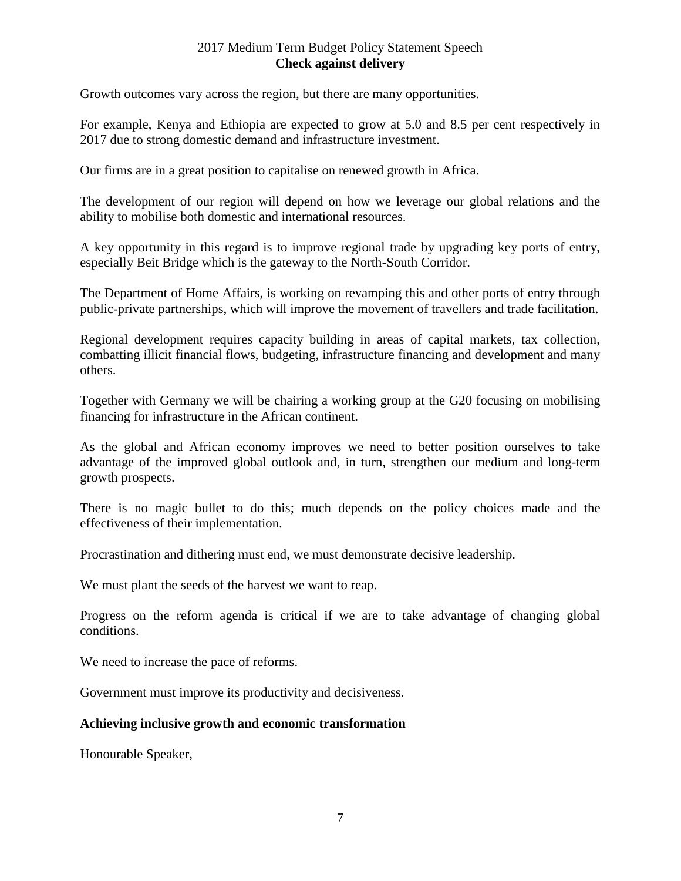Growth outcomes vary across the region, but there are many opportunities.

For example, Kenya and Ethiopia are expected to grow at 5.0 and 8.5 per cent respectively in 2017 due to strong domestic demand and infrastructure investment.

Our firms are in a great position to capitalise on renewed growth in Africa.

The development of our region will depend on how we leverage our global relations and the ability to mobilise both domestic and international resources.

A key opportunity in this regard is to improve regional trade by upgrading key ports of entry, especially Beit Bridge which is the gateway to the North-South Corridor.

The Department of Home Affairs, is working on revamping this and other ports of entry through public-private partnerships, which will improve the movement of travellers and trade facilitation.

Regional development requires capacity building in areas of capital markets, tax collection, combatting illicit financial flows, budgeting, infrastructure financing and development and many others.

Together with Germany we will be chairing a working group at the G20 focusing on mobilising financing for infrastructure in the African continent.

As the global and African economy improves we need to better position ourselves to take advantage of the improved global outlook and, in turn, strengthen our medium and long-term growth prospects.

There is no magic bullet to do this; much depends on the policy choices made and the effectiveness of their implementation.

Procrastination and dithering must end, we must demonstrate decisive leadership.

We must plant the seeds of the harvest we want to reap.

Progress on the reform agenda is critical if we are to take advantage of changing global conditions.

We need to increase the pace of reforms.

Government must improve its productivity and decisiveness.

**Achieving inclusive growth and economic transformation**

Honourable Speaker,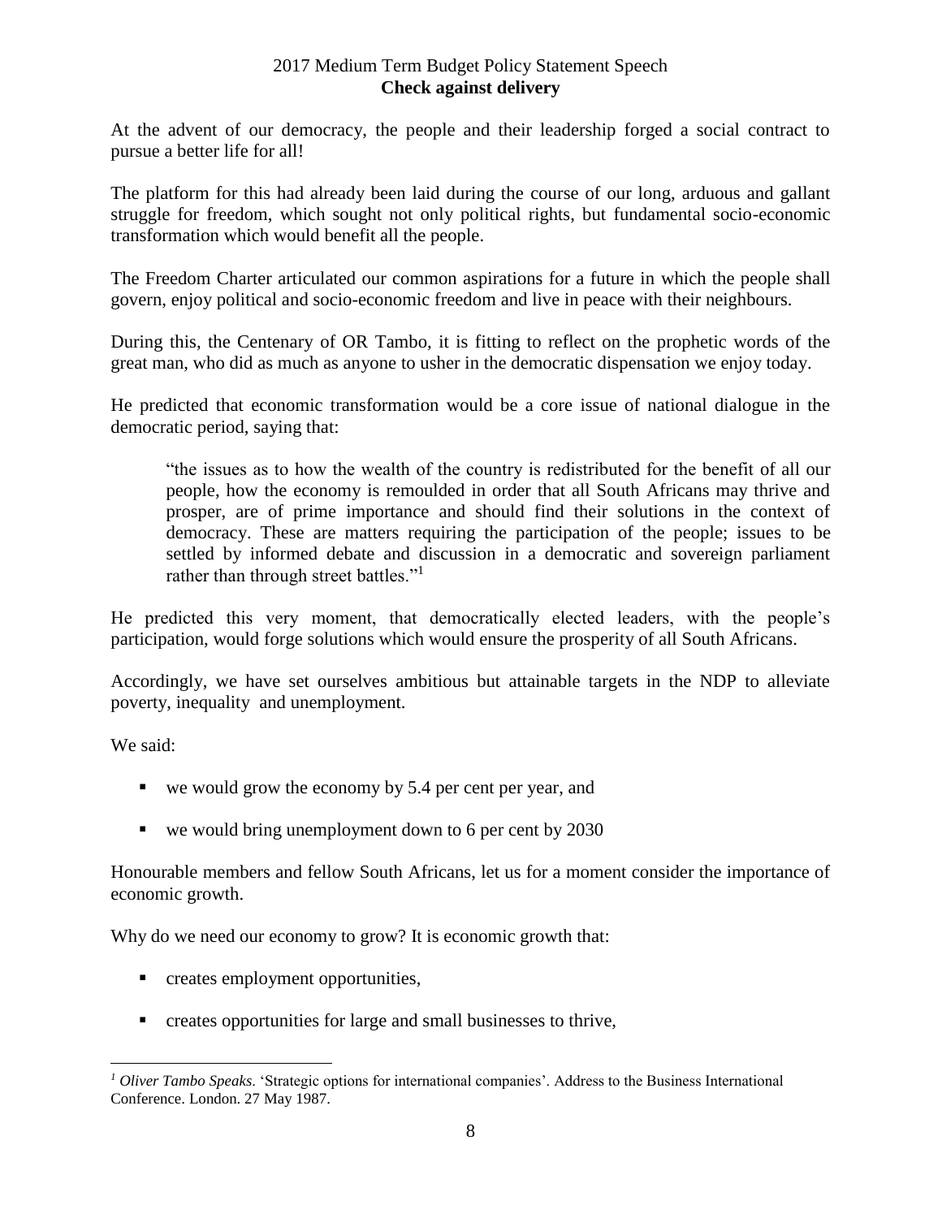At the advent of our democracy, the people and their leadership forged a social contract to pursue a better life for all!

The platform for this had already been laid during the course of our long, arduous and gallant struggle for freedom, which sought not only political rights, but fundamental socio-economic transformation which would benefit all the people.

The Freedom Charter articulated our common aspirations for a future in which the people shall govern, enjoy political and socio-economic freedom and live in peace with their neighbours.

During this, the Centenary of OR Tambo, it is fitting to reflect on the prophetic words of the great man, who did as much as anyone to usher in the democratic dispensation we enjoy today.

He predicted that economic transformation would be a core issue of national dialogue in the democratic period, saying that:

> "the issues as to how the wealth of the country is redistributed for the benefit of all our people, how the economy is remoulded in order that all South Africans may thrive and prosper, are of prime importance and should find their solutions in the context of democracy. These are matters requiring the participation of the people; issues to be settled by informed debate and discussion in a democratic and sovereign parliament rather than through street battles."[1]

He predicted this very moment, that democratically elected leaders, with the people's participation, would forge solutions which would ensure the prosperity of all South Africans.

Accordingly, we have set ourselves ambitious but attainable targets in the NDP to alleviate poverty, inequality and unemployment.

We said:

- we would grow the economy by 5.4 per cent per year, and
- we would bring unemployment down to 6 per cent by 2030

Honourable members and fellow South Africans, let us for a moment consider the importance of economic growth.

Why do we need our economy to grow? It is economic growth that:

- creates employment opportunities,
- creates opportunities for large and small businesses to thrive,

---

[1] *Oliver Tambo Speaks*. 'Strategic options for international companies'. Address to the Business International Conference. London. 27 May 1987.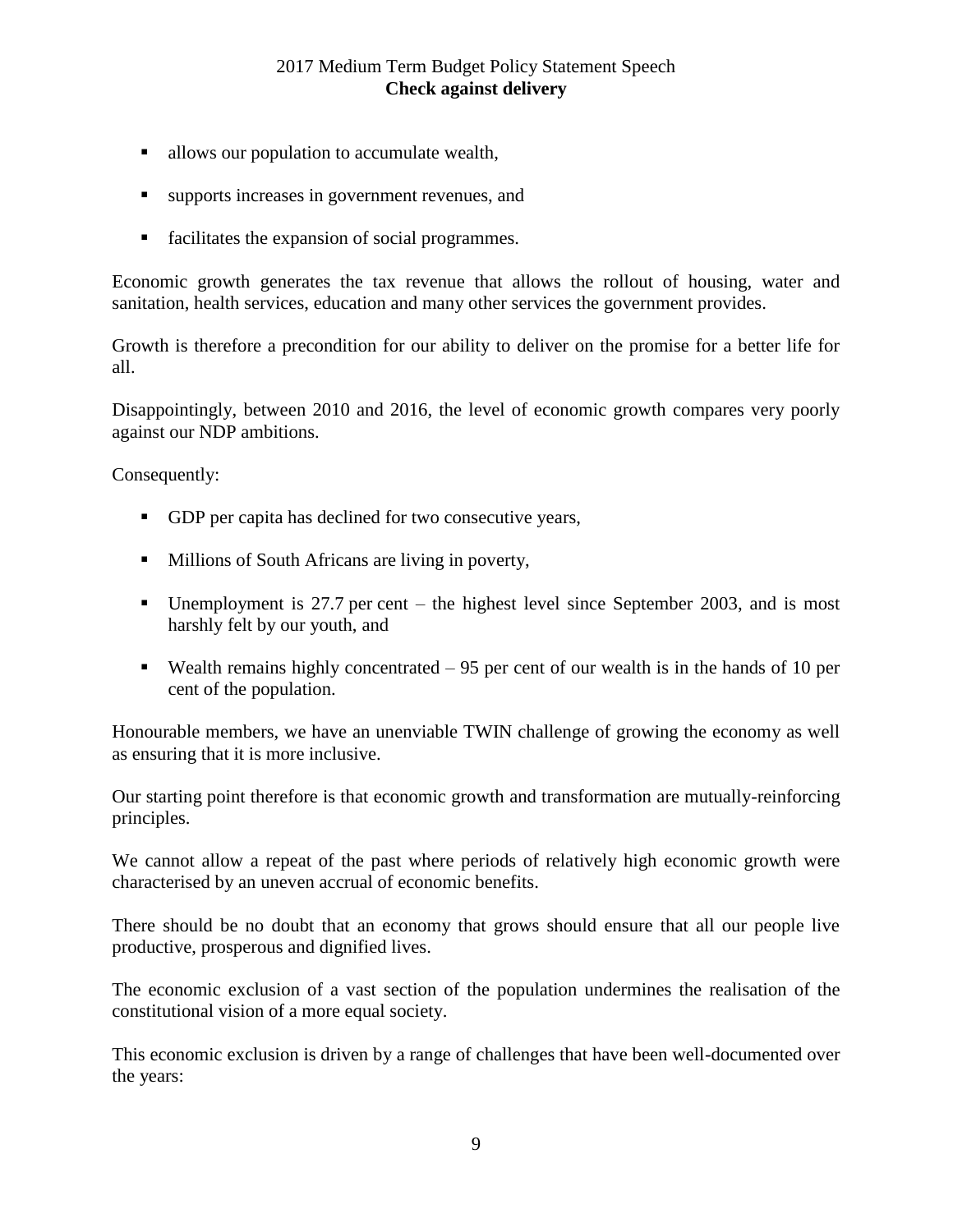- allows our population to accumulate wealth,
- supports increases in government revenues, and
- facilitates the expansion of social programmes.

Economic growth generates the tax revenue that allows the rollout of housing, water and sanitation, health services, education and many other services the government provides.

Growth is therefore a precondition for our ability to deliver on the promise for a better life for all.

Disappointingly, between 2010 and 2016, the level of economic growth compares very poorly against our NDP ambitions.

Consequently:

- GDP per capita has declined for two consecutive years,
- Millions of South Africans are living in poverty,
- Unemployment is 27.7 per cent – the highest level since September 2003, and is most harshly felt by our youth, and
- Wealth remains highly concentrated – 95 per cent of our wealth is in the hands of 10 per cent of the population.

Honourable members, we have an unenviable TWIN challenge of growing the economy as well as ensuring that it is more inclusive.

Our starting point therefore is that economic growth and transformation are mutually-reinforcing principles.

We cannot allow a repeat of the past where periods of relatively high economic growth were characterised by an uneven accrual of economic benefits.

There should be no doubt that an economy that grows should ensure that all our people live productive, prosperous and dignified lives.

The economic exclusion of a vast section of the population undermines the realisation of the constitutional vision of a more equal society.

This economic exclusion is driven by a range of challenges that have been well-documented over the years: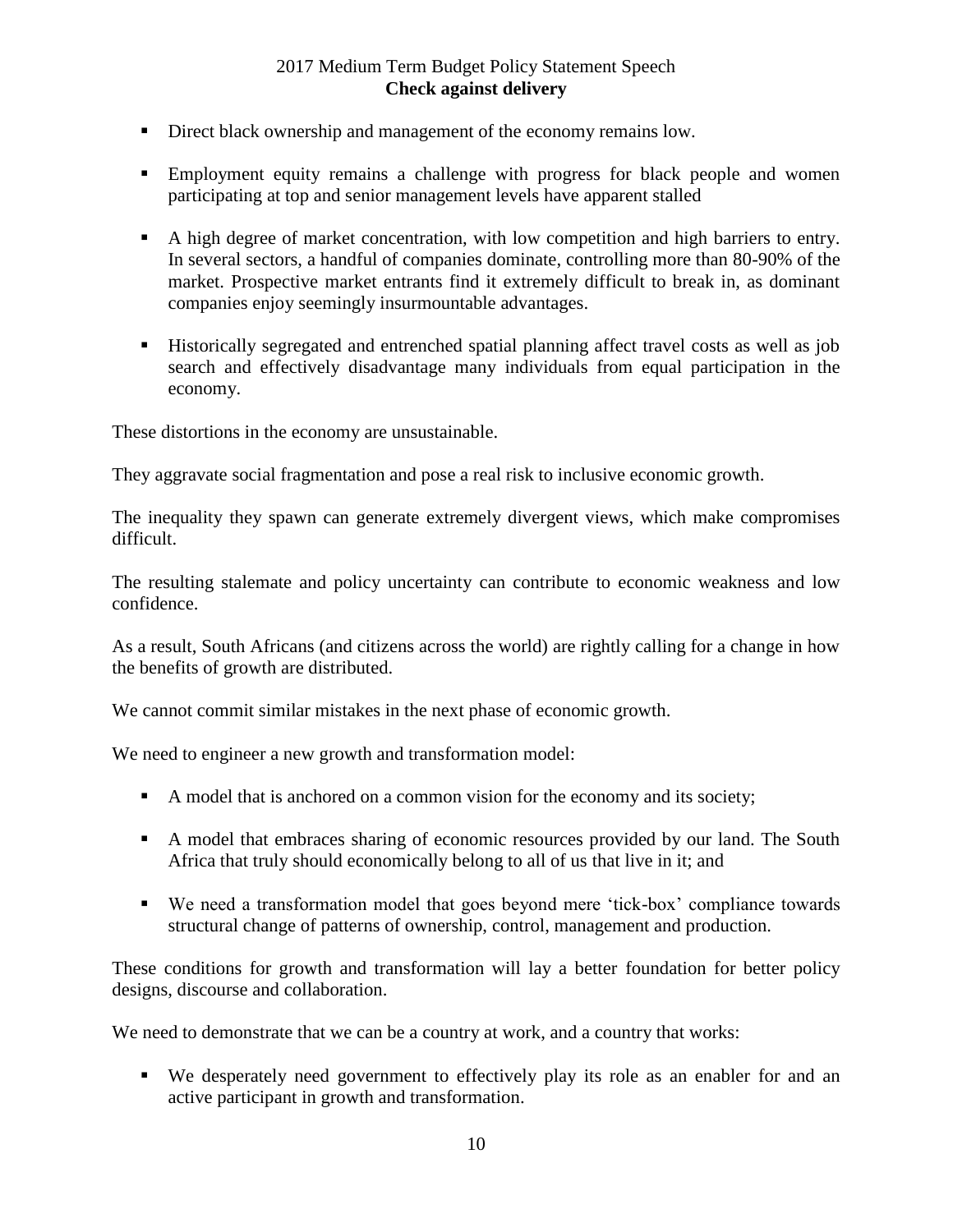- Direct black ownership and management of the economy remains low.
- Employment equity remains a challenge with progress for black people and women participating at top and senior management levels have apparent stalled
- A high degree of market concentration, with low competition and high barriers to entry. In several sectors, a handful of companies dominate, controlling more than 80-90% of the market. Prospective market entrants find it extremely difficult to break in, as dominant companies enjoy seemingly insurmountable advantages.
- Historically segregated and entrenched spatial planning affect travel costs as well as job search and effectively disadvantage many individuals from equal participation in the economy.

These distortions in the economy are unsustainable.

They aggravate social fragmentation and pose a real risk to inclusive economic growth.

The inequality they spawn can generate extremely divergent views, which make compromises difficult.

The resulting stalemate and policy uncertainty can contribute to economic weakness and low confidence.

As a result, South Africans (and citizens across the world) are rightly calling for a change in how the benefits of growth are distributed.

We cannot commit similar mistakes in the next phase of economic growth.

We need to engineer a new growth and transformation model:

- A model that is anchored on a common vision for the economy and its society;
- A model that embraces sharing of economic resources provided by our land. The South Africa that truly should economically belong to all of us that live in it; and
- We need a transformation model that goes beyond mere 'tick-box' compliance towards structural change of patterns of ownership, control, management and production.

These conditions for growth and transformation will lay a better foundation for better policy designs, discourse and collaboration.

We need to demonstrate that we can be a country at work, and a country that works:

- We desperately need government to effectively play its role as an enabler for and an active participant in growth and transformation.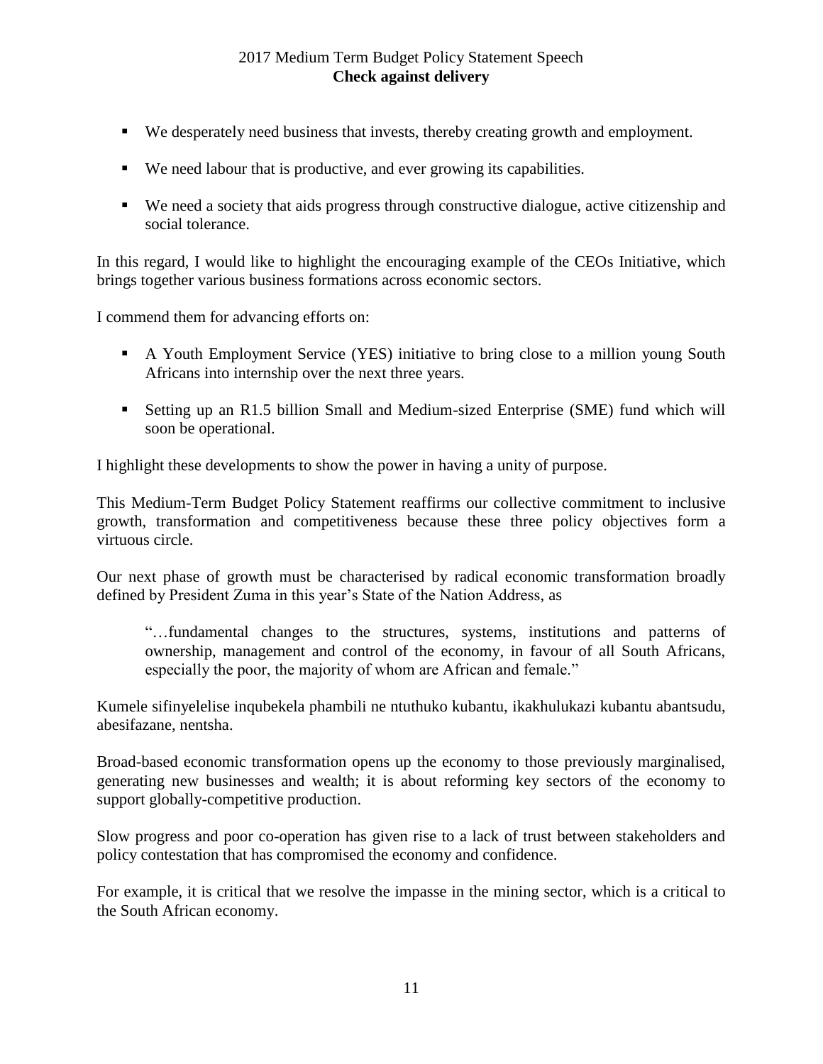- We desperately need business that invests, thereby creating growth and employment.
- We need labour that is productive, and ever growing its capabilities.
- We need a society that aids progress through constructive dialogue, active citizenship and social tolerance.

In this regard, I would like to highlight the encouraging example of the CEOs Initiative, which brings together various business formations across economic sectors.

I commend them for advancing efforts on:

- A Youth Employment Service (YES) initiative to bring close to a million young South Africans into internship over the next three years.
- Setting up an R1.5 billion Small and Medium-sized Enterprise (SME) fund which will soon be operational.

I highlight these developments to show the power in having a unity of purpose.

This Medium-Term Budget Policy Statement reaffirms our collective commitment to inclusive growth, transformation and competitiveness because these three policy objectives form a virtuous circle.

Our next phase of growth must be characterised by radical economic transformation broadly defined by President Zuma in this year's State of the Nation Address, as

> "…fundamental changes to the structures, systems, institutions and patterns of ownership, management and control of the economy, in favour of all South Africans, especially the poor, the majority of whom are African and female."

Kumele sifinyelelise inqubekela phambili ne ntuthuko kubantu, ikakhulukazi kubantu abantsudu, abesifazane, nentsha.

Broad-based economic transformation opens up the economy to those previously marginalised, generating new businesses and wealth; it is about reforming key sectors of the economy to support globally-competitive production.

Slow progress and poor co-operation has given rise to a lack of trust between stakeholders and policy contestation that has compromised the economy and confidence.

For example, it is critical that we resolve the impasse in the mining sector, which is a critical to the South African economy.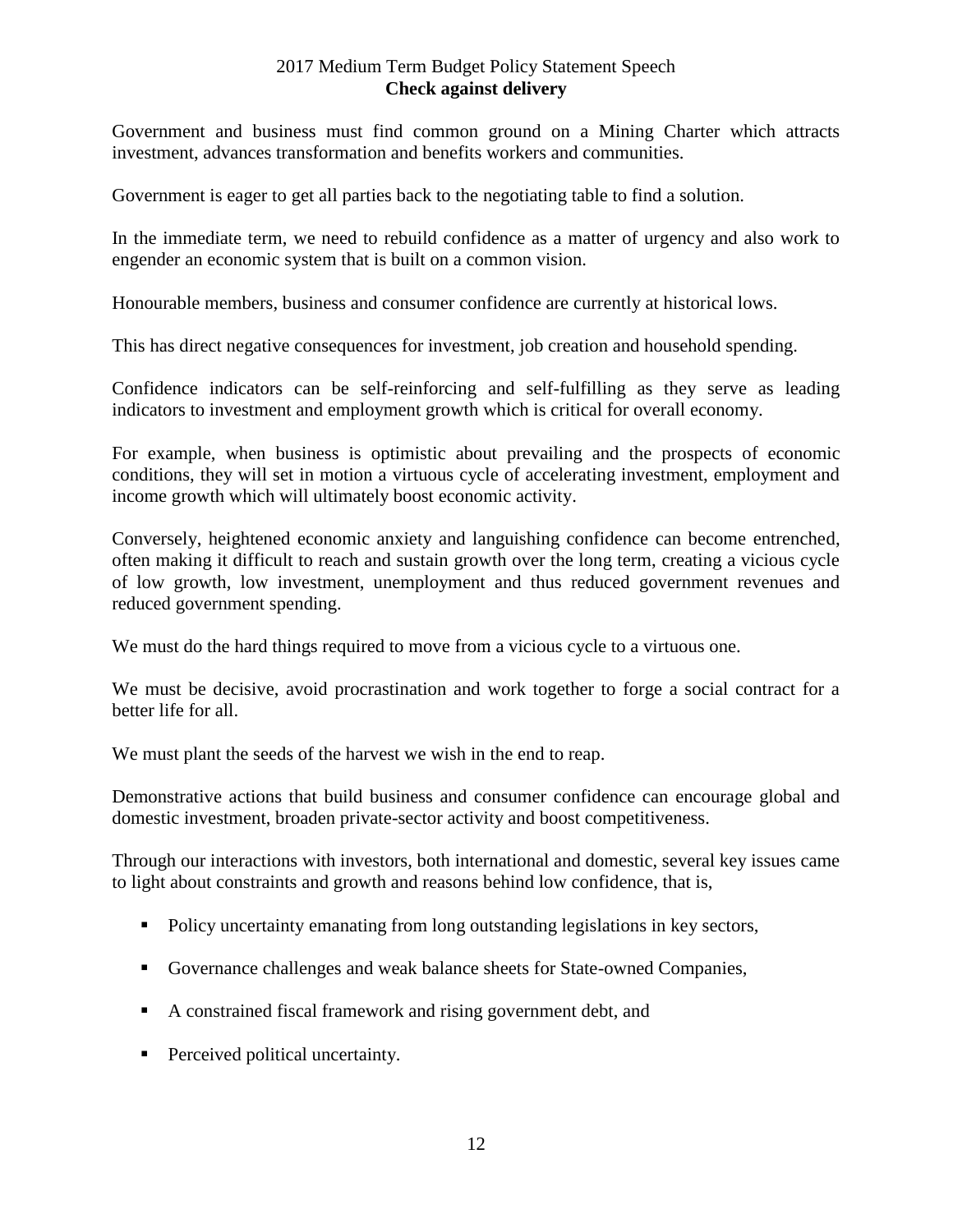Government and business must find common ground on a Mining Charter which attracts investment, advances transformation and benefits workers and communities.

Government is eager to get all parties back to the negotiating table to find a solution.

In the immediate term, we need to rebuild confidence as a matter of urgency and also work to engender an economic system that is built on a common vision.

Honourable members, business and consumer confidence are currently at historical lows.

This has direct negative consequences for investment, job creation and household spending.

Confidence indicators can be self-reinforcing and self-fulfilling as they serve as leading indicators to investment and employment growth which is critical for overall economy.

For example, when business is optimistic about prevailing and the prospects of economic conditions, they will set in motion a virtuous cycle of accelerating investment, employment and income growth which will ultimately boost economic activity.

Conversely, heightened economic anxiety and languishing confidence can become entrenched, often making it difficult to reach and sustain growth over the long term, creating a vicious cycle of low growth, low investment, unemployment and thus reduced government revenues and reduced government spending.

We must do the hard things required to move from a vicious cycle to a virtuous one.

We must be decisive, avoid procrastination and work together to forge a social contract for a better life for all.

We must plant the seeds of the harvest we wish in the end to reap.

Demonstrative actions that build business and consumer confidence can encourage global and domestic investment, broaden private-sector activity and boost competitiveness.

Through our interactions with investors, both international and domestic, several key issues came to light about constraints and growth and reasons behind low confidence, that is,

- Policy uncertainty emanating from long outstanding legislations in key sectors,
- Governance challenges and weak balance sheets for State-owned Companies,
- A constrained fiscal framework and rising government debt, and
- Perceived political uncertainty.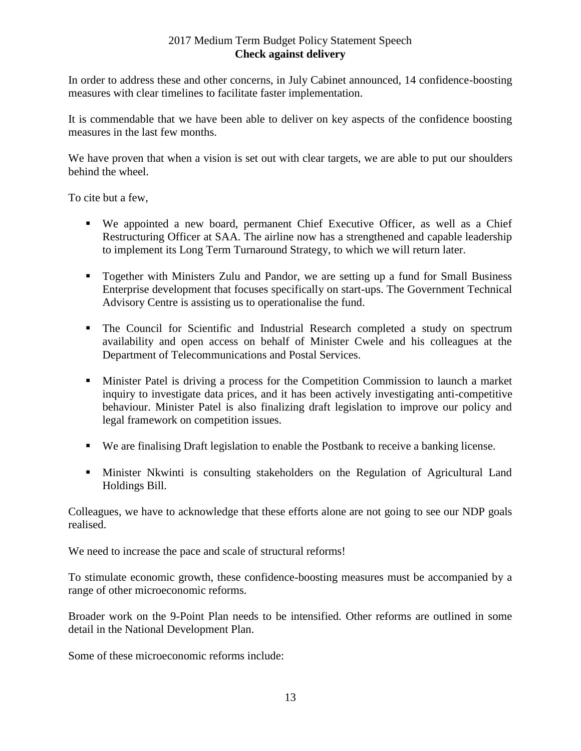In order to address these and other concerns, in July Cabinet announced, 14 confidence-boosting measures with clear timelines to facilitate faster implementation.

It is commendable that we have been able to deliver on key aspects of the confidence boosting measures in the last few months.

We have proven that when a vision is set out with clear targets, we are able to put our shoulders behind the wheel.

To cite but a few,

- We appointed a new board, permanent Chief Executive Officer, as well as a Chief Restructuring Officer at SAA. The airline now has a strengthened and capable leadership to implement its Long Term Turnaround Strategy, to which we will return later.
- Together with Ministers Zulu and Pandor, we are setting up a fund for Small Business Enterprise development that focuses specifically on start-ups. The Government Technical Advisory Centre is assisting us to operationalise the fund.
- The Council for Scientific and Industrial Research completed a study on spectrum availability and open access on behalf of Minister Cwele and his colleagues at the Department of Telecommunications and Postal Services.
- Minister Patel is driving a process for the Competition Commission to launch a market inquiry to investigate data prices, and it has been actively investigating anti-competitive behaviour. Minister Patel is also finalizing draft legislation to improve our policy and legal framework on competition issues.
- We are finalising Draft legislation to enable the Postbank to receive a banking license.
- Minister Nkwinti is consulting stakeholders on the Regulation of Agricultural Land Holdings Bill.

Colleagues, we have to acknowledge that these efforts alone are not going to see our NDP goals realised.

We need to increase the pace and scale of structural reforms!

To stimulate economic growth, these confidence-boosting measures must be accompanied by a range of other microeconomic reforms.

Broader work on the 9-Point Plan needs to be intensified. Other reforms are outlined in some detail in the National Development Plan.

Some of these microeconomic reforms include: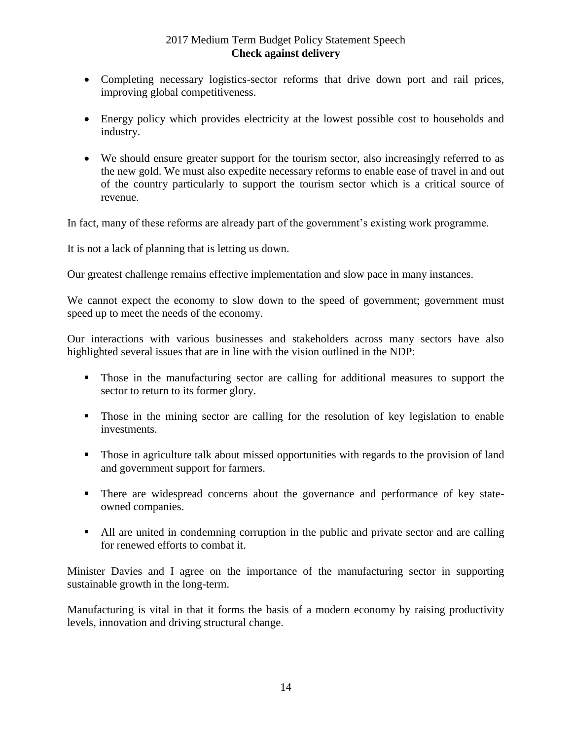- Completing necessary logistics-sector reforms that drive down port and rail prices, improving global competitiveness.

- Energy policy which provides electricity at the lowest possible cost to households and industry.

- We should ensure greater support for the tourism sector, also increasingly referred to as the new gold. We must also expedite necessary reforms to enable ease of travel in and out of the country particularly to support the tourism sector which is a critical source of revenue.

In fact, many of these reforms are already part of the government's existing work programme.

It is not a lack of planning that is letting us down.

Our greatest challenge remains effective implementation and slow pace in many instances.

We cannot expect the economy to slow down to the speed of government; government must speed up to meet the needs of the economy.

Our interactions with various businesses and stakeholders across many sectors have also highlighted several issues that are in line with the vision outlined in the NDP:

- Those in the manufacturing sector are calling for additional measures to support the sector to return to its former glory.

- Those in the mining sector are calling for the resolution of key legislation to enable investments.

- Those in agriculture talk about missed opportunities with regards to the provision of land and government support for farmers.

- There are widespread concerns about the governance and performance of key state-owned companies.

- All are united in condemning corruption in the public and private sector and are calling for renewed efforts to combat it.

Minister Davies and I agree on the importance of the manufacturing sector in supporting sustainable growth in the long-term.

Manufacturing is vital in that it forms the basis of a modern economy by raising productivity levels, innovation and driving structural change.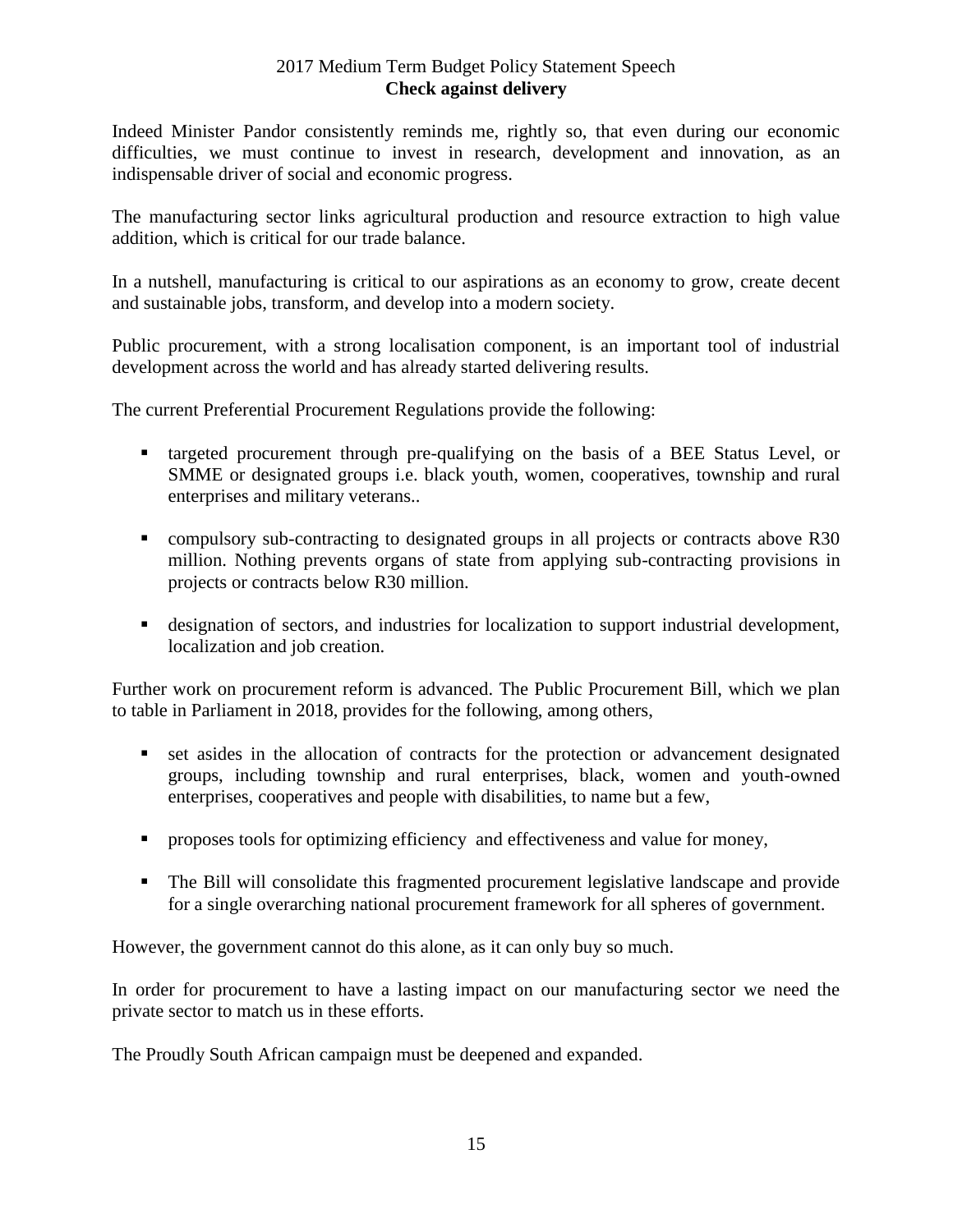Indeed Minister Pandor consistently reminds me, rightly so, that even during our economic difficulties, we must continue to invest in research, development and innovation, as an indispensable driver of social and economic progress.

The manufacturing sector links agricultural production and resource extraction to high value addition, which is critical for our trade balance.

In a nutshell, manufacturing is critical to our aspirations as an economy to grow, create decent and sustainable jobs, transform, and develop into a modern society.

Public procurement, with a strong localisation component, is an important tool of industrial development across the world and has already started delivering results.

The current Preferential Procurement Regulations provide the following:

- targeted procurement through pre-qualifying on the basis of a BEE Status Level, or SMME or designated groups i.e. black youth, women, cooperatives, township and rural enterprises and military veterans..
- compulsory sub-contracting to designated groups in all projects or contracts above R30 million. Nothing prevents organs of state from applying sub-contracting provisions in projects or contracts below R30 million.
- designation of sectors, and industries for localization to support industrial development, localization and job creation.

Further work on procurement reform is advanced. The Public Procurement Bill, which we plan to table in Parliament in 2018, provides for the following, among others,

- set asides in the allocation of contracts for the protection or advancement designated groups, including township and rural enterprises, black, women and youth-owned enterprises, cooperatives and people with disabilities, to name but a few,
- proposes tools for optimizing efficiency and effectiveness and value for money,
- The Bill will consolidate this fragmented procurement legislative landscape and provide for a single overarching national procurement framework for all spheres of government.

However, the government cannot do this alone, as it can only buy so much.

In order for procurement to have a lasting impact on our manufacturing sector we need the private sector to match us in these efforts.

The Proudly South African campaign must be deepened and expanded.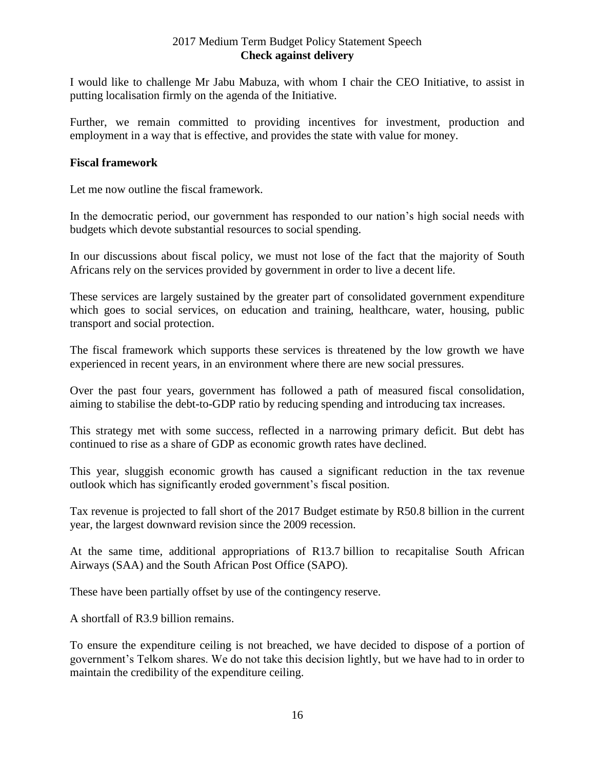I would like to challenge Mr Jabu Mabuza, with whom I chair the CEO Initiative, to assist in putting localisation firmly on the agenda of the Initiative.

Further, we remain committed to providing incentives for investment, production and employment in a way that is effective, and provides the state with value for money.

**Fiscal framework**

Let me now outline the fiscal framework.

In the democratic period, our government has responded to our nation's high social needs with budgets which devote substantial resources to social spending.

In our discussions about fiscal policy, we must not lose of the fact that the majority of South Africans rely on the services provided by government in order to live a decent life.

These services are largely sustained by the greater part of consolidated government expenditure which goes to social services, on education and training, healthcare, water, housing, public transport and social protection.

The fiscal framework which supports these services is threatened by the low growth we have experienced in recent years, in an environment where there are new social pressures.

Over the past four years, government has followed a path of measured fiscal consolidation, aiming to stabilise the debt-to-GDP ratio by reducing spending and introducing tax increases.

This strategy met with some success, reflected in a narrowing primary deficit. But debt has continued to rise as a share of GDP as economic growth rates have declined.

This year, sluggish economic growth has caused a significant reduction in the tax revenue outlook which has significantly eroded government's fiscal position.

Tax revenue is projected to fall short of the 2017 Budget estimate by R50.8 billion in the current year, the largest downward revision since the 2009 recession.

At the same time, additional appropriations of R13.7 billion to recapitalise South African Airways (SAA) and the South African Post Office (SAPO).

These have been partially offset by use of the contingency reserve.

A shortfall of R3.9 billion remains.

To ensure the expenditure ceiling is not breached, we have decided to dispose of a portion of government's Telkom shares. We do not take this decision lightly, but we have had to in order to maintain the credibility of the expenditure ceiling.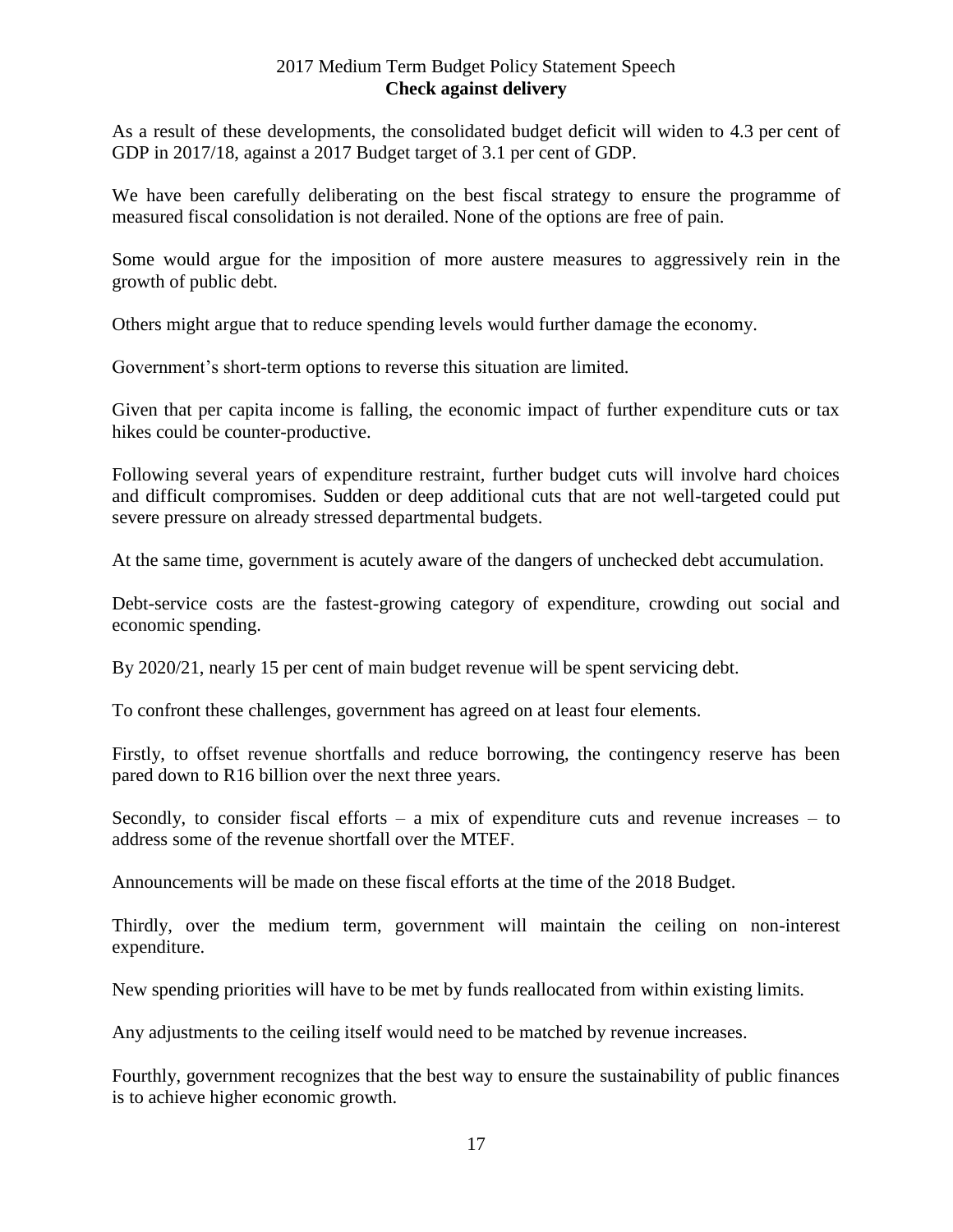As a result of these developments, the consolidated budget deficit will widen to 4.3 per cent of GDP in 2017/18, against a 2017 Budget target of 3.1 per cent of GDP.

We have been carefully deliberating on the best fiscal strategy to ensure the programme of measured fiscal consolidation is not derailed. None of the options are free of pain.

Some would argue for the imposition of more austere measures to aggressively rein in the growth of public debt.

Others might argue that to reduce spending levels would further damage the economy.

Government's short-term options to reverse this situation are limited.

Given that per capita income is falling, the economic impact of further expenditure cuts or tax hikes could be counter-productive.

Following several years of expenditure restraint, further budget cuts will involve hard choices and difficult compromises. Sudden or deep additional cuts that are not well-targeted could put severe pressure on already stressed departmental budgets.

At the same time, government is acutely aware of the dangers of unchecked debt accumulation.

Debt-service costs are the fastest-growing category of expenditure, crowding out social and economic spending.

By 2020/21, nearly 15 per cent of main budget revenue will be spent servicing debt.

To confront these challenges, government has agreed on at least four elements.

Firstly, to offset revenue shortfalls and reduce borrowing, the contingency reserve has been pared down to R16 billion over the next three years.

Secondly, to consider fiscal efforts – a mix of expenditure cuts and revenue increases – to address some of the revenue shortfall over the MTEF.

Announcements will be made on these fiscal efforts at the time of the 2018 Budget.

Thirdly, over the medium term, government will maintain the ceiling on non-interest expenditure.

New spending priorities will have to be met by funds reallocated from within existing limits.

Any adjustments to the ceiling itself would need to be matched by revenue increases.

Fourthly, government recognizes that the best way to ensure the sustainability of public finances is to achieve higher economic growth.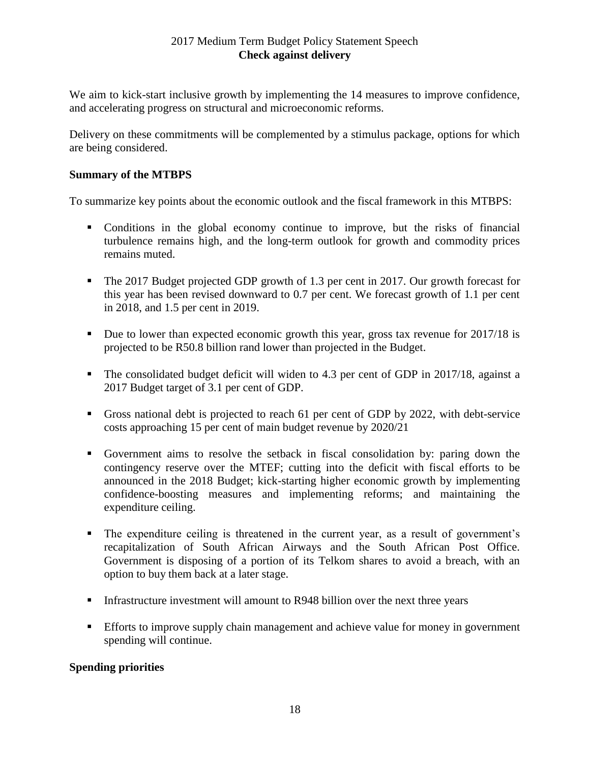We aim to kick-start inclusive growth by implementing the 14 measures to improve confidence, and accelerating progress on structural and microeconomic reforms.

Delivery on these commitments will be complemented by a stimulus package, options for which are being considered.

**Summary of the MTBPS**

To summarize key points about the economic outlook and the fiscal framework in this MTBPS:

- Conditions in the global economy continue to improve, but the risks of financial turbulence remains high, and the long-term outlook for growth and commodity prices remains muted.
- The 2017 Budget projected GDP growth of 1.3 per cent in 2017. Our growth forecast for this year has been revised downward to 0.7 per cent. We forecast growth of 1.1 per cent in 2018, and 1.5 per cent in 2019.
- Due to lower than expected economic growth this year, gross tax revenue for 2017/18 is projected to be R50.8 billion rand lower than projected in the Budget.
- The consolidated budget deficit will widen to 4.3 per cent of GDP in 2017/18, against a 2017 Budget target of 3.1 per cent of GDP.
- Gross national debt is projected to reach 61 per cent of GDP by 2022, with debt-service costs approaching 15 per cent of main budget revenue by 2020/21
- Government aims to resolve the setback in fiscal consolidation by: paring down the contingency reserve over the MTEF; cutting into the deficit with fiscal efforts to be announced in the 2018 Budget; kick-starting higher economic growth by implementing confidence-boosting measures and implementing reforms; and maintaining the expenditure ceiling.
- The expenditure ceiling is threatened in the current year, as a result of government's recapitalization of South African Airways and the South African Post Office. Government is disposing of a portion of its Telkom shares to avoid a breach, with an option to buy them back at a later stage.
- Infrastructure investment will amount to R948 billion over the next three years
- Efforts to improve supply chain management and achieve value for money in government spending will continue.

**Spending priorities**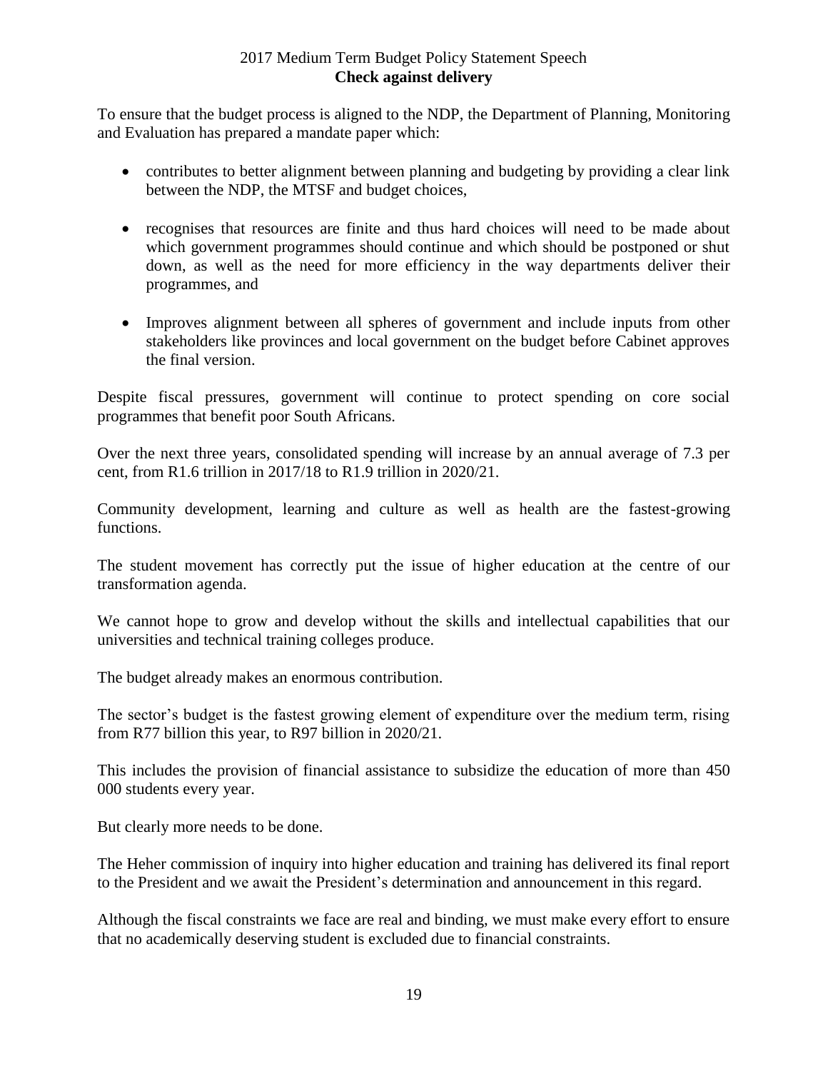To ensure that the budget process is aligned to the NDP, the Department of Planning, Monitoring and Evaluation has prepared a mandate paper which:

- contributes to better alignment between planning and budgeting by providing a clear link between the NDP, the MTSF and budget choices,
- recognises that resources are finite and thus hard choices will need to be made about which government programmes should continue and which should be postponed or shut down, as well as the need for more efficiency in the way departments deliver their programmes, and
- Improves alignment between all spheres of government and include inputs from other stakeholders like provinces and local government on the budget before Cabinet approves the final version.

Despite fiscal pressures, government will continue to protect spending on core social programmes that benefit poor South Africans.

Over the next three years, consolidated spending will increase by an annual average of 7.3 per cent, from R1.6 trillion in 2017/18 to R1.9 trillion in 2020/21.

Community development, learning and culture as well as health are the fastest-growing functions.

The student movement has correctly put the issue of higher education at the centre of our transformation agenda.

We cannot hope to grow and develop without the skills and intellectual capabilities that our universities and technical training colleges produce.

The budget already makes an enormous contribution.

The sector's budget is the fastest growing element of expenditure over the medium term, rising from R77 billion this year, to R97 billion in 2020/21.

This includes the provision of financial assistance to subsidize the education of more than 450 000 students every year.

But clearly more needs to be done.

The Heher commission of inquiry into higher education and training has delivered its final report to the President and we await the President's determination and announcement in this regard.

Although the fiscal constraints we face are real and binding, we must make every effort to ensure that no academically deserving student is excluded due to financial constraints.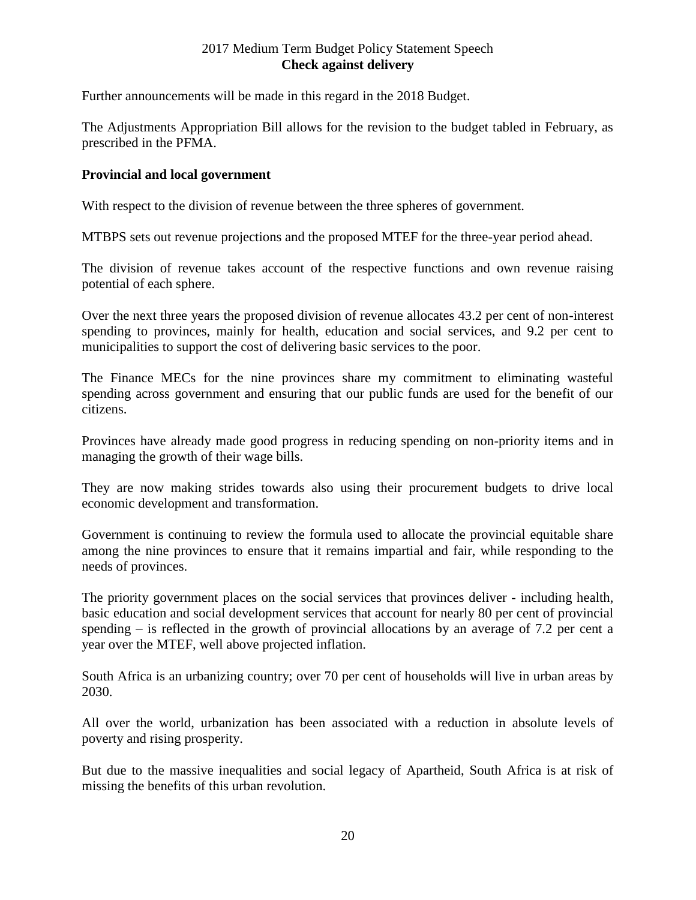Further announcements will be made in this regard in the 2018 Budget.

The Adjustments Appropriation Bill allows for the revision to the budget tabled in February, as prescribed in the PFMA.

**Provincial and local government**

With respect to the division of revenue between the three spheres of government.

MTBPS sets out revenue projections and the proposed MTEF for the three-year period ahead.

The division of revenue takes account of the respective functions and own revenue raising potential of each sphere.

Over the next three years the proposed division of revenue allocates 43.2 per cent of non-interest spending to provinces, mainly for health, education and social services, and 9.2 per cent to municipalities to support the cost of delivering basic services to the poor.

The Finance MECs for the nine provinces share my commitment to eliminating wasteful spending across government and ensuring that our public funds are used for the benefit of our citizens.

Provinces have already made good progress in reducing spending on non-priority items and in managing the growth of their wage bills.

They are now making strides towards also using their procurement budgets to drive local economic development and transformation.

Government is continuing to review the formula used to allocate the provincial equitable share among the nine provinces to ensure that it remains impartial and fair, while responding to the needs of provinces.

The priority government places on the social services that provinces deliver - including health, basic education and social development services that account for nearly 80 per cent of provincial spending – is reflected in the growth of provincial allocations by an average of 7.2 per cent a year over the MTEF, well above projected inflation.

South Africa is an urbanizing country; over 70 per cent of households will live in urban areas by 2030.

All over the world, urbanization has been associated with a reduction in absolute levels of poverty and rising prosperity.

But due to the massive inequalities and social legacy of Apartheid, South Africa is at risk of missing the benefits of this urban revolution.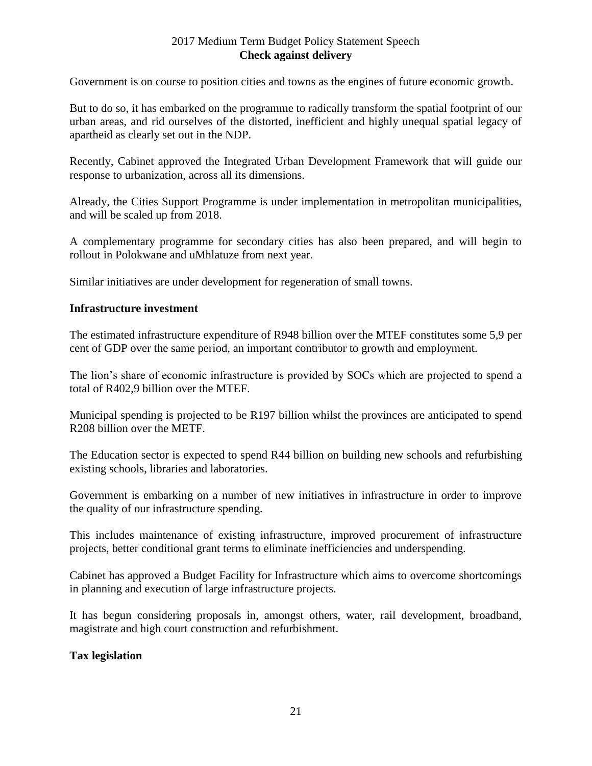Government is on course to position cities and towns as the engines of future economic growth.

But to do so, it has embarked on the programme to radically transform the spatial footprint of our urban areas, and rid ourselves of the distorted, inefficient and highly unequal spatial legacy of apartheid as clearly set out in the NDP.

Recently, Cabinet approved the Integrated Urban Development Framework that will guide our response to urbanization, across all its dimensions.

Already, the Cities Support Programme is under implementation in metropolitan municipalities, and will be scaled up from 2018.

A complementary programme for secondary cities has also been prepared, and will begin to rollout in Polokwane and uMhlatuze from next year.

Similar initiatives are under development for regeneration of small towns.

**Infrastructure investment**

The estimated infrastructure expenditure of R948 billion over the MTEF constitutes some 5,9 per cent of GDP over the same period, an important contributor to growth and employment.

The lion's share of economic infrastructure is provided by SOCs which are projected to spend a total of R402,9 billion over the MTEF.

Municipal spending is projected to be R197 billion whilst the provinces are anticipated to spend R208 billion over the METF.

The Education sector is expected to spend R44 billion on building new schools and refurbishing existing schools, libraries and laboratories.

Government is embarking on a number of new initiatives in infrastructure in order to improve the quality of our infrastructure spending.

This includes maintenance of existing infrastructure, improved procurement of infrastructure projects, better conditional grant terms to eliminate inefficiencies and underspending.

Cabinet has approved a Budget Facility for Infrastructure which aims to overcome shortcomings in planning and execution of large infrastructure projects.

It has begun considering proposals in, amongst others, water, rail development, broadband, magistrate and high court construction and refurbishment.

**Tax legislation**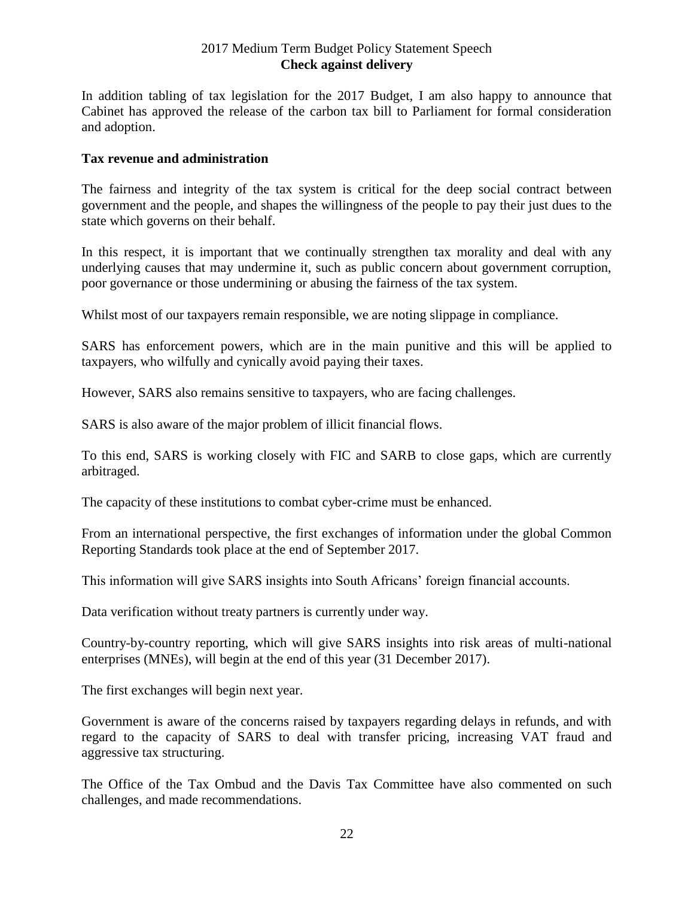In addition tabling of tax legislation for the 2017 Budget, I am also happy to announce that Cabinet has approved the release of the carbon tax bill to Parliament for formal consideration and adoption.

**Tax revenue and administration**

The fairness and integrity of the tax system is critical for the deep social contract between government and the people, and shapes the willingness of the people to pay their just dues to the state which governs on their behalf.

In this respect, it is important that we continually strengthen tax morality and deal with any underlying causes that may undermine it, such as public concern about government corruption, poor governance or those undermining or abusing the fairness of the tax system.

Whilst most of our taxpayers remain responsible, we are noting slippage in compliance.

SARS has enforcement powers, which are in the main punitive and this will be applied to taxpayers, who wilfully and cynically avoid paying their taxes.

However, SARS also remains sensitive to taxpayers, who are facing challenges.

SARS is also aware of the major problem of illicit financial flows.

To this end, SARS is working closely with FIC and SARB to close gaps, which are currently arbitraged.

The capacity of these institutions to combat cyber-crime must be enhanced.

From an international perspective, the first exchanges of information under the global Common Reporting Standards took place at the end of September 2017.

This information will give SARS insights into South Africans' foreign financial accounts.

Data verification without treaty partners is currently under way.

Country-by-country reporting, which will give SARS insights into risk areas of multi-national enterprises (MNEs), will begin at the end of this year (31 December 2017).

The first exchanges will begin next year.

Government is aware of the concerns raised by taxpayers regarding delays in refunds, and with regard to the capacity of SARS to deal with transfer pricing, increasing VAT fraud and aggressive tax structuring.

The Office of the Tax Ombud and the Davis Tax Committee have also commented on such challenges, and made recommendations.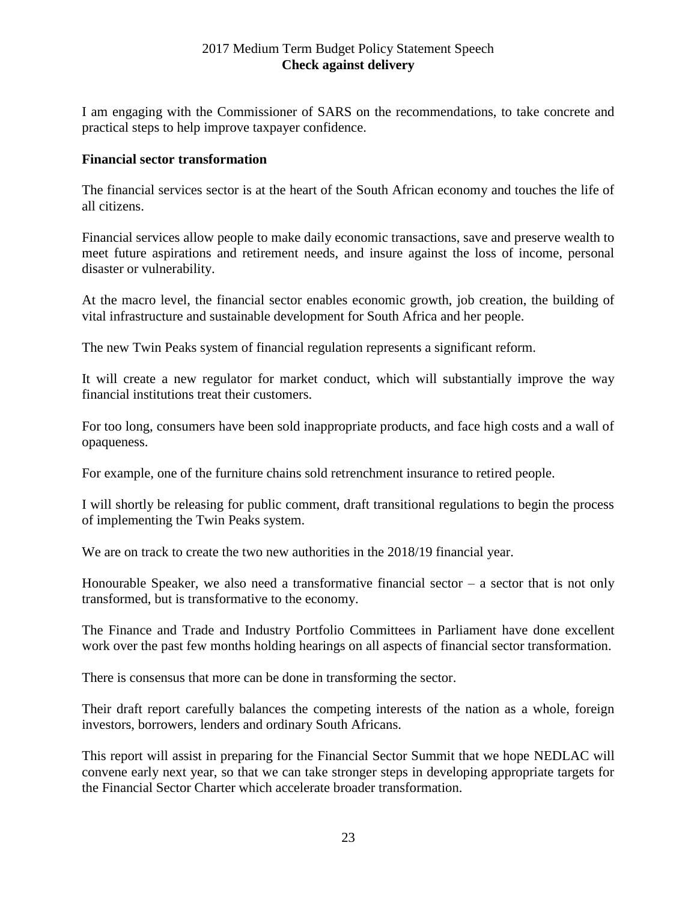I am engaging with the Commissioner of SARS on the recommendations, to take concrete and practical steps to help improve taxpayer confidence.

**Financial sector transformation**

The financial services sector is at the heart of the South African economy and touches the life of all citizens.

Financial services allow people to make daily economic transactions, save and preserve wealth to meet future aspirations and retirement needs, and insure against the loss of income, personal disaster or vulnerability.

At the macro level, the financial sector enables economic growth, job creation, the building of vital infrastructure and sustainable development for South Africa and her people.

The new Twin Peaks system of financial regulation represents a significant reform.

It will create a new regulator for market conduct, which will substantially improve the way financial institutions treat their customers.

For too long, consumers have been sold inappropriate products, and face high costs and a wall of opaqueness.

For example, one of the furniture chains sold retrenchment insurance to retired people.

I will shortly be releasing for public comment, draft transitional regulations to begin the process of implementing the Twin Peaks system.

We are on track to create the two new authorities in the 2018/19 financial year.

Honourable Speaker, we also need a transformative financial sector – a sector that is not only transformed, but is transformative to the economy.

The Finance and Trade and Industry Portfolio Committees in Parliament have done excellent work over the past few months holding hearings on all aspects of financial sector transformation.

There is consensus that more can be done in transforming the sector.

Their draft report carefully balances the competing interests of the nation as a whole, foreign investors, borrowers, lenders and ordinary South Africans.

This report will assist in preparing for the Financial Sector Summit that we hope NEDLAC will convene early next year, so that we can take stronger steps in developing appropriate targets for the Financial Sector Charter which accelerate broader transformation.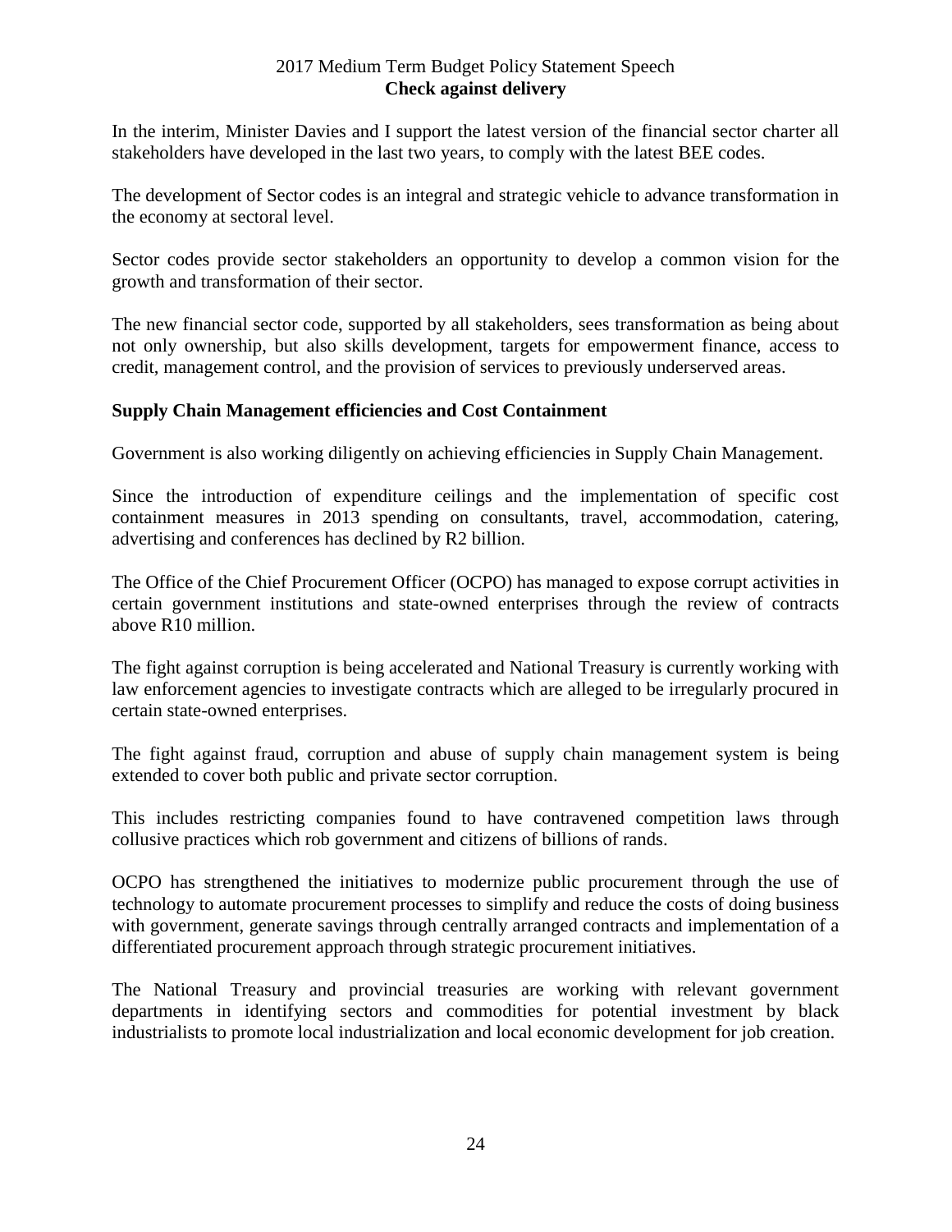In the interim, Minister Davies and I support the latest version of the financial sector charter all stakeholders have developed in the last two years, to comply with the latest BEE codes.

The development of Sector codes is an integral and strategic vehicle to advance transformation in the economy at sectoral level.

Sector codes provide sector stakeholders an opportunity to develop a common vision for the growth and transformation of their sector.

The new financial sector code, supported by all stakeholders, sees transformation as being about not only ownership, but also skills development, targets for empowerment finance, access to credit, management control, and the provision of services to previously underserved areas.

**Supply Chain Management efficiencies and Cost Containment**

Government is also working diligently on achieving efficiencies in Supply Chain Management.

Since the introduction of expenditure ceilings and the implementation of specific cost containment measures in 2013 spending on consultants, travel, accommodation, catering, advertising and conferences has declined by R2 billion.

The Office of the Chief Procurement Officer (OCPO) has managed to expose corrupt activities in certain government institutions and state-owned enterprises through the review of contracts above R10 million.

The fight against corruption is being accelerated and National Treasury is currently working with law enforcement agencies to investigate contracts which are alleged to be irregularly procured in certain state-owned enterprises.

The fight against fraud, corruption and abuse of supply chain management system is being extended to cover both public and private sector corruption.

This includes restricting companies found to have contravened competition laws through collusive practices which rob government and citizens of billions of rands.

OCPO has strengthened the initiatives to modernize public procurement through the use of technology to automate procurement processes to simplify and reduce the costs of doing business with government, generate savings through centrally arranged contracts and implementation of a differentiated procurement approach through strategic procurement initiatives.

The National Treasury and provincial treasuries are working with relevant government departments in identifying sectors and commodities for potential investment by black industrialists to promote local industrialization and local economic development for job creation.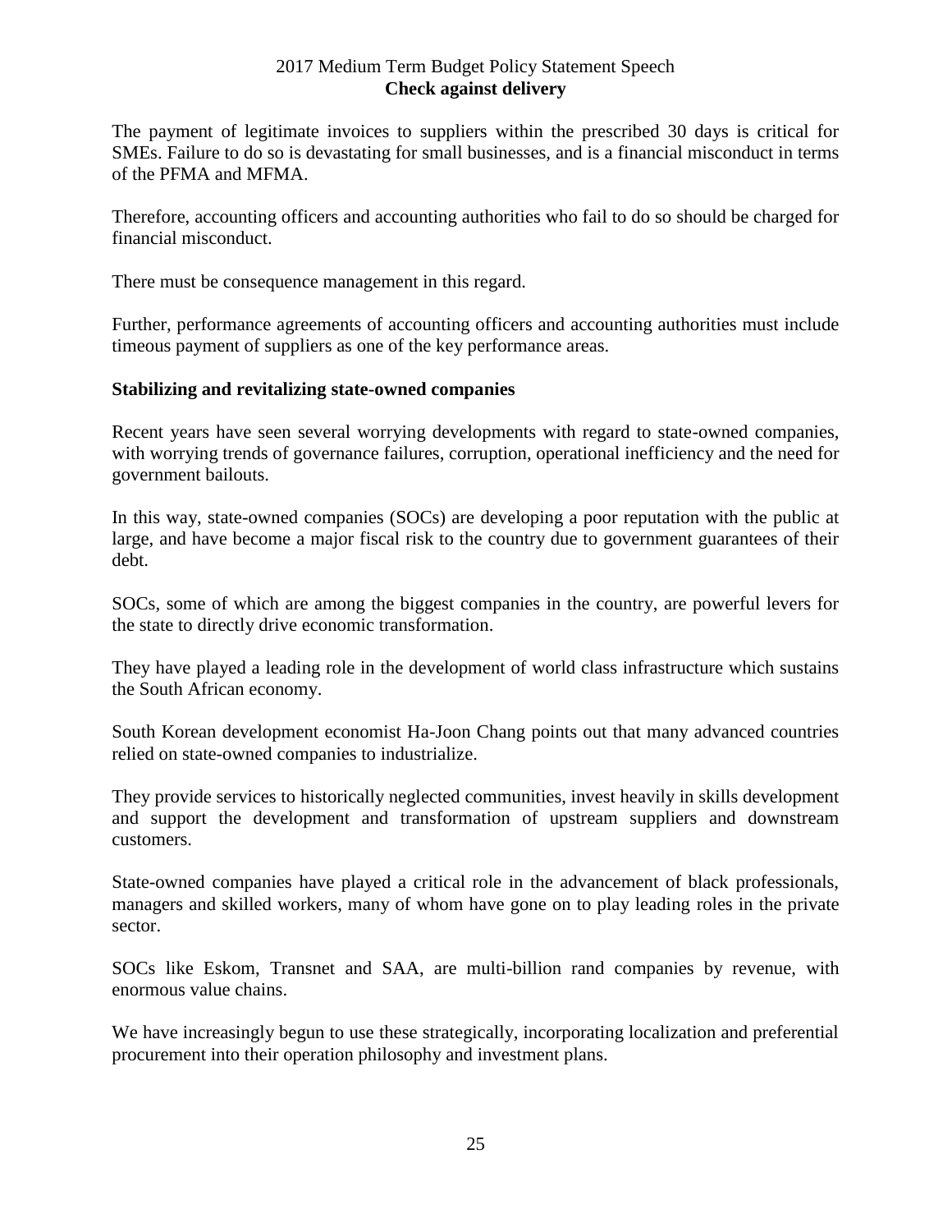The payment of legitimate invoices to suppliers within the prescribed 30 days is critical for SMEs. Failure to do so is devastating for small businesses, and is a financial misconduct in terms of the PFMA and MFMA.

Therefore, accounting officers and accounting authorities who fail to do so should be charged for financial misconduct.

There must be consequence management in this regard.

Further, performance agreements of accounting officers and accounting authorities must include timeous payment of suppliers as one of the key performance areas.

**Stabilizing and revitalizing state-owned companies**

Recent years have seen several worrying developments with regard to state-owned companies, with worrying trends of governance failures, corruption, operational inefficiency and the need for government bailouts.

In this way, state-owned companies (SOCs) are developing a poor reputation with the public at large, and have become a major fiscal risk to the country due to government guarantees of their debt.

SOCs, some of which are among the biggest companies in the country, are powerful levers for the state to directly drive economic transformation.

They have played a leading role in the development of world class infrastructure which sustains the South African economy.

South Korean development economist Ha-Joon Chang points out that many advanced countries relied on state-owned companies to industrialize.

They provide services to historically neglected communities, invest heavily in skills development and support the development and transformation of upstream suppliers and downstream customers.

State-owned companies have played a critical role in the advancement of black professionals, managers and skilled workers, many of whom have gone on to play leading roles in the private sector.

SOCs like Eskom, Transnet and SAA, are multi-billion rand companies by revenue, with enormous value chains.

We have increasingly begun to use these strategically, incorporating localization and preferential procurement into their operation philosophy and investment plans.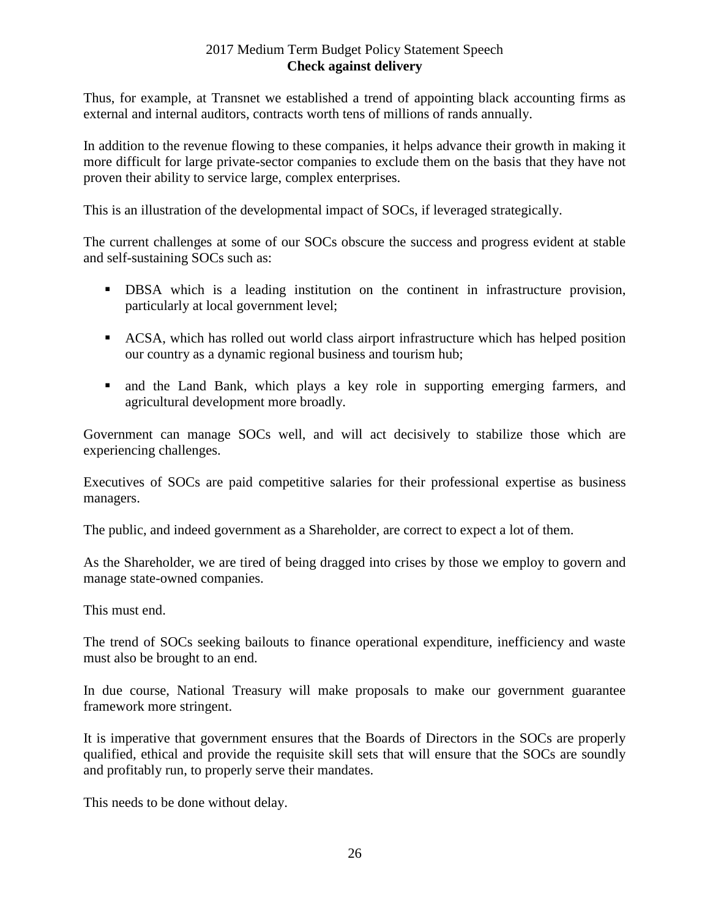Thus, for example, at Transnet we established a trend of appointing black accounting firms as external and internal auditors, contracts worth tens of millions of rands annually.

In addition to the revenue flowing to these companies, it helps advance their growth in making it more difficult for large private-sector companies to exclude them on the basis that they have not proven their ability to service large, complex enterprises.

This is an illustration of the developmental impact of SOCs, if leveraged strategically.

The current challenges at some of our SOCs obscure the success and progress evident at stable and self-sustaining SOCs such as:

- DBSA which is a leading institution on the continent in infrastructure provision, particularly at local government level;
- ACSA, which has rolled out world class airport infrastructure which has helped position our country as a dynamic regional business and tourism hub;
- and the Land Bank, which plays a key role in supporting emerging farmers, and agricultural development more broadly.

Government can manage SOCs well, and will act decisively to stabilize those which are experiencing challenges.

Executives of SOCs are paid competitive salaries for their professional expertise as business managers.

The public, and indeed government as a Shareholder, are correct to expect a lot of them.

As the Shareholder, we are tired of being dragged into crises by those we employ to govern and manage state-owned companies.

This must end.

The trend of SOCs seeking bailouts to finance operational expenditure, inefficiency and waste must also be brought to an end.

In due course, National Treasury will make proposals to make our government guarantee framework more stringent.

It is imperative that government ensures that the Boards of Directors in the SOCs are properly qualified, ethical and provide the requisite skill sets that will ensure that the SOCs are soundly and profitably run, to properly serve their mandates.

This needs to be done without delay.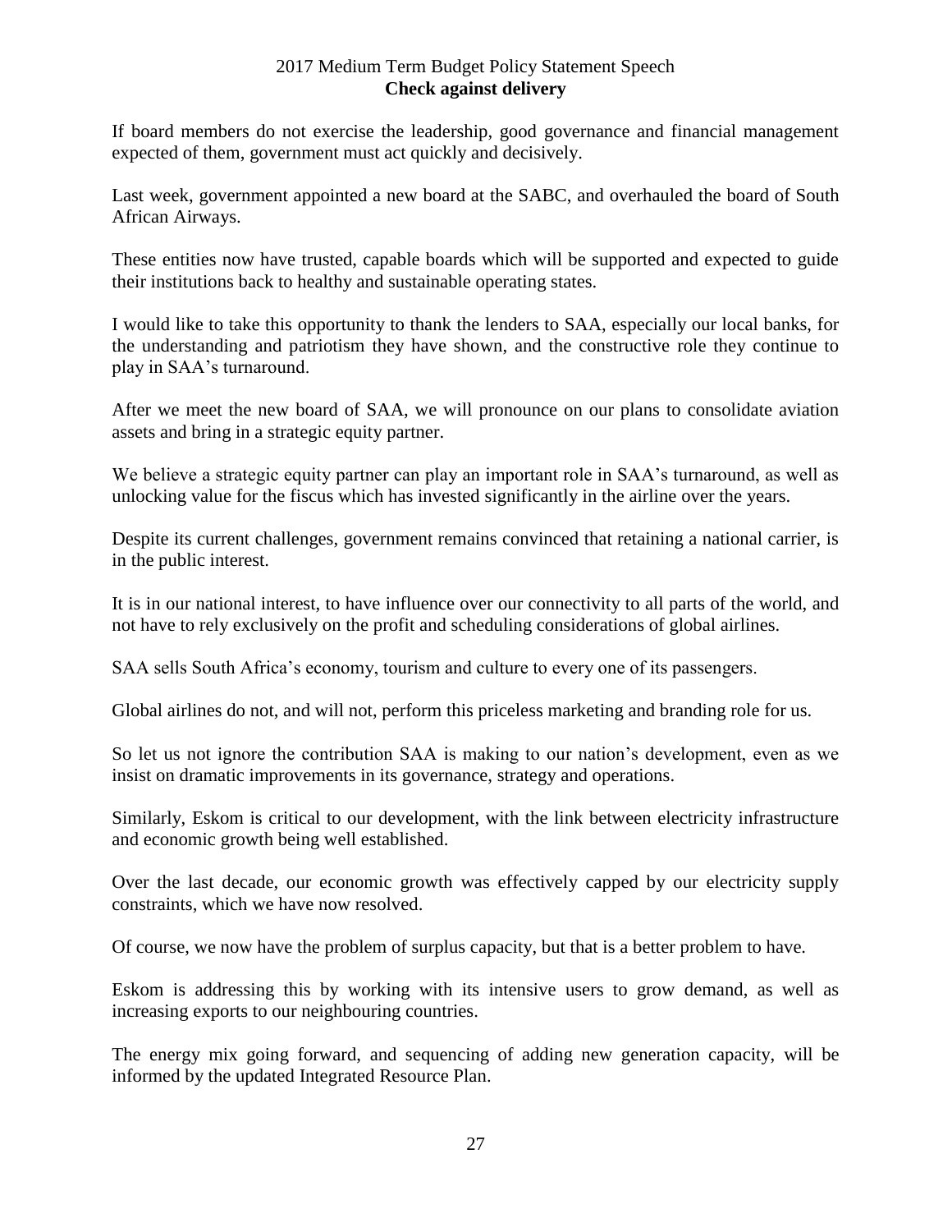If board members do not exercise the leadership, good governance and financial management expected of them, government must act quickly and decisively.

Last week, government appointed a new board at the SABC, and overhauled the board of South African Airways.

These entities now have trusted, capable boards which will be supported and expected to guide their institutions back to healthy and sustainable operating states.

I would like to take this opportunity to thank the lenders to SAA, especially our local banks, for the understanding and patriotism they have shown, and the constructive role they continue to play in SAA's turnaround.

After we meet the new board of SAA, we will pronounce on our plans to consolidate aviation assets and bring in a strategic equity partner.

We believe a strategic equity partner can play an important role in SAA's turnaround, as well as unlocking value for the fiscus which has invested significantly in the airline over the years.

Despite its current challenges, government remains convinced that retaining a national carrier, is in the public interest.

It is in our national interest, to have influence over our connectivity to all parts of the world, and not have to rely exclusively on the profit and scheduling considerations of global airlines.

SAA sells South Africa's economy, tourism and culture to every one of its passengers.

Global airlines do not, and will not, perform this priceless marketing and branding role for us.

So let us not ignore the contribution SAA is making to our nation's development, even as we insist on dramatic improvements in its governance, strategy and operations.

Similarly, Eskom is critical to our development, with the link between electricity infrastructure and economic growth being well established.

Over the last decade, our economic growth was effectively capped by our electricity supply constraints, which we have now resolved.

Of course, we now have the problem of surplus capacity, but that is a better problem to have.

Eskom is addressing this by working with its intensive users to grow demand, as well as increasing exports to our neighbouring countries.

The energy mix going forward, and sequencing of adding new generation capacity, will be informed by the updated Integrated Resource Plan.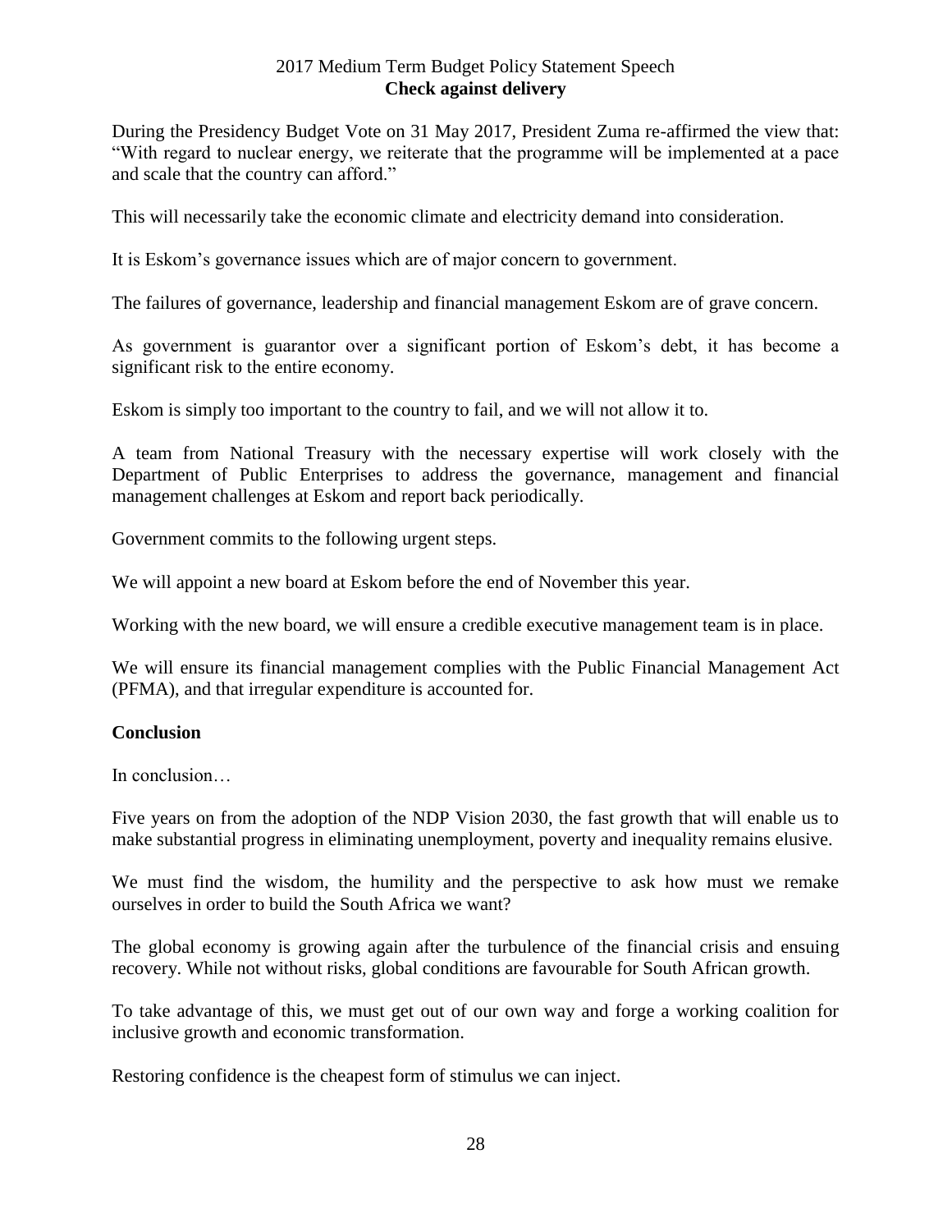During the Presidency Budget Vote on 31 May 2017, President Zuma re-affirmed the view that: "With regard to nuclear energy, we reiterate that the programme will be implemented at a pace and scale that the country can afford."

This will necessarily take the economic climate and electricity demand into consideration.

It is Eskom's governance issues which are of major concern to government.

The failures of governance, leadership and financial management Eskom are of grave concern.

As government is guarantor over a significant portion of Eskom's debt, it has become a significant risk to the entire economy.

Eskom is simply too important to the country to fail, and we will not allow it to.

A team from National Treasury with the necessary expertise will work closely with the Department of Public Enterprises to address the governance, management and financial management challenges at Eskom and report back periodically.

Government commits to the following urgent steps.

We will appoint a new board at Eskom before the end of November this year.

Working with the new board, we will ensure a credible executive management team is in place.

We will ensure its financial management complies with the Public Financial Management Act (PFMA), and that irregular expenditure is accounted for.

**Conclusion**

In conclusion…

Five years on from the adoption of the NDP Vision 2030, the fast growth that will enable us to make substantial progress in eliminating unemployment, poverty and inequality remains elusive.

We must find the wisdom, the humility and the perspective to ask how must we remake ourselves in order to build the South Africa we want?

The global economy is growing again after the turbulence of the financial crisis and ensuing recovery. While not without risks, global conditions are favourable for South African growth.

To take advantage of this, we must get out of our own way and forge a working coalition for inclusive growth and economic transformation.

Restoring confidence is the cheapest form of stimulus we can inject.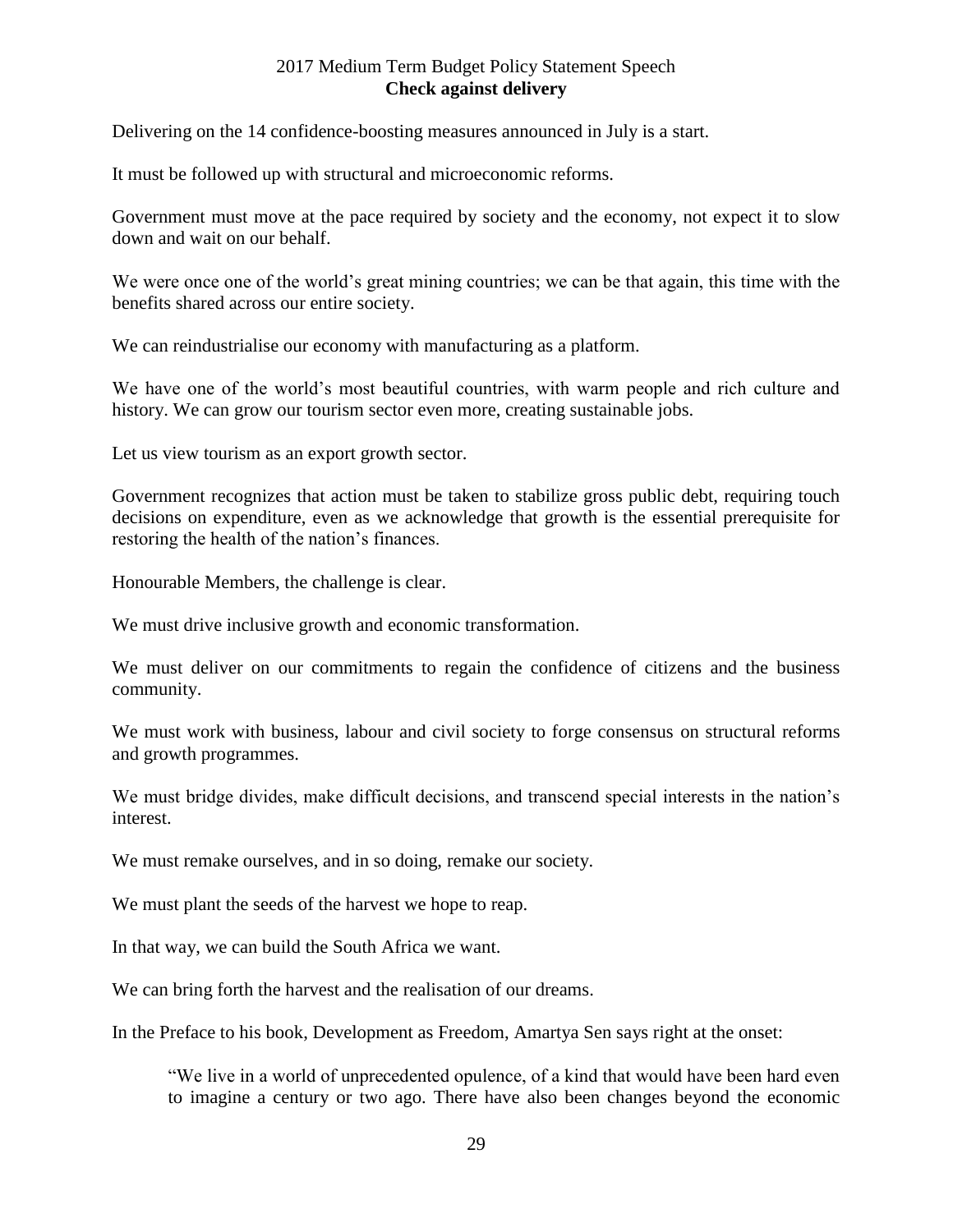Delivering on the 14 confidence-boosting measures announced in July is a start.

It must be followed up with structural and microeconomic reforms.

Government must move at the pace required by society and the economy, not expect it to slow down and wait on our behalf.

We were once one of the world's great mining countries; we can be that again, this time with the benefits shared across our entire society.

We can reindustrialise our economy with manufacturing as a platform.

We have one of the world's most beautiful countries, with warm people and rich culture and history. We can grow our tourism sector even more, creating sustainable jobs.

Let us view tourism as an export growth sector.

Government recognizes that action must be taken to stabilize gross public debt, requiring touch decisions on expenditure, even as we acknowledge that growth is the essential prerequisite for restoring the health of the nation's finances.

Honourable Members, the challenge is clear.

We must drive inclusive growth and economic transformation.

We must deliver on our commitments to regain the confidence of citizens and the business community.

We must work with business, labour and civil society to forge consensus on structural reforms and growth programmes.

We must bridge divides, make difficult decisions, and transcend special interests in the nation's interest.

We must remake ourselves, and in so doing, remake our society.

We must plant the seeds of the harvest we hope to reap.

In that way, we can build the South Africa we want.

We can bring forth the harvest and the realisation of our dreams.

In the Preface to his book, Development as Freedom, Amartya Sen says right at the onset:

> "We live in a world of unprecedented opulence, of a kind that would have been hard even to imagine a century or two ago. There have also been changes beyond the economic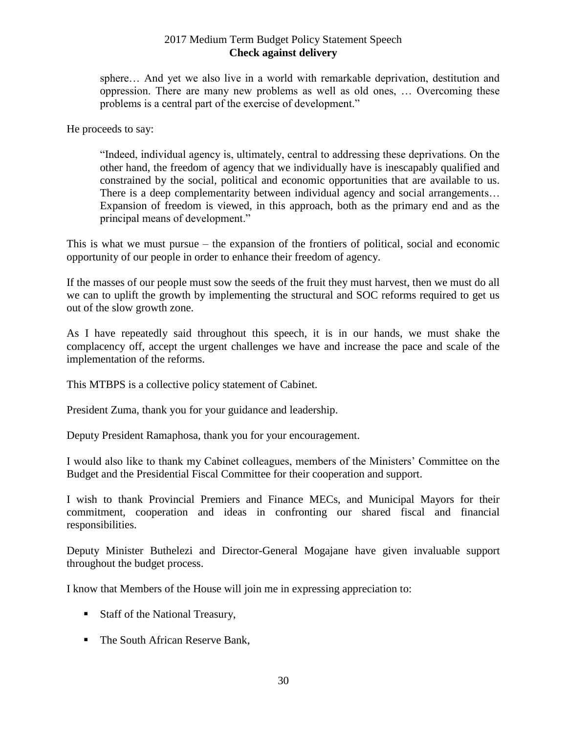> sphere… And yet we also live in a world with remarkable deprivation, destitution and oppression. There are many new problems as well as old ones, … Overcoming these problems is a central part of the exercise of development."

He proceeds to say:

> "Indeed, individual agency is, ultimately, central to addressing these deprivations. On the other hand, the freedom of agency that we individually have is inescapably qualified and constrained by the social, political and economic opportunities that are available to us. There is a deep complementarity between individual agency and social arrangements… Expansion of freedom is viewed, in this approach, both as the primary end and as the principal means of development."

This is what we must pursue – the expansion of the frontiers of political, social and economic opportunity of our people in order to enhance their freedom of agency.

If the masses of our people must sow the seeds of the fruit they must harvest, then we must do all we can to uplift the growth by implementing the structural and SOC reforms required to get us out of the slow growth zone.

As I have repeatedly said throughout this speech, it is in our hands, we must shake the complacency off, accept the urgent challenges we have and increase the pace and scale of the implementation of the reforms.

This MTBPS is a collective policy statement of Cabinet.

President Zuma, thank you for your guidance and leadership.

Deputy President Ramaphosa, thank you for your encouragement.

I would also like to thank my Cabinet colleagues, members of the Ministers' Committee on the Budget and the Presidential Fiscal Committee for their cooperation and support.

I wish to thank Provincial Premiers and Finance MECs, and Municipal Mayors for their commitment, cooperation and ideas in confronting our shared fiscal and financial responsibilities.

Deputy Minister Buthelezi and Director-General Mogajane have given invaluable support throughout the budget process.

I know that Members of the House will join me in expressing appreciation to:

- Staff of the National Treasury,
- The South African Reserve Bank,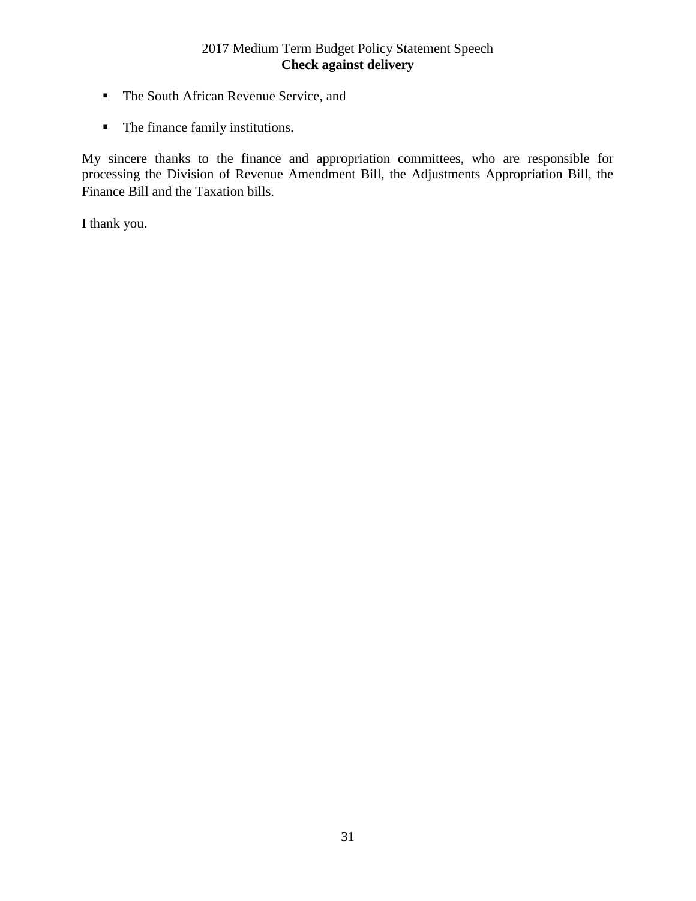- The South African Revenue Service, and
- The finance family institutions.

My sincere thanks to the finance and appropriation committees, who are responsible for processing the Division of Revenue Amendment Bill, the Adjustments Appropriation Bill, the Finance Bill and the Taxation bills.

I thank you.